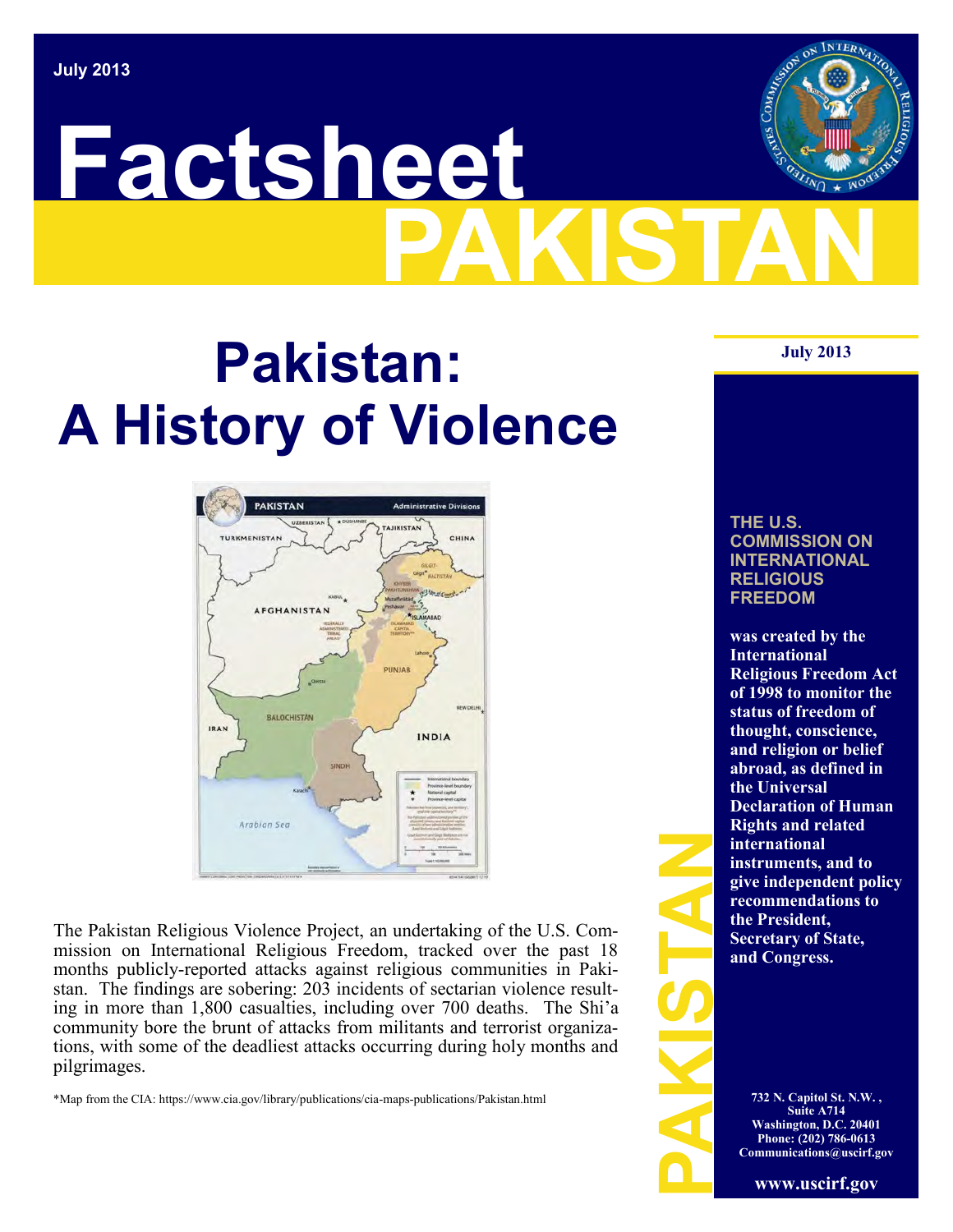July 2013

# Factsheet PAKISTAN

# Pakistan: A History of Violence

The Pakistan Religious Violence Project, an undertaking of the U.S. Commission on International Religious Freedom, tracked over the past 18 months publicly-reported attacks against religious communities in Pakistan. The findings are sobering: 203 incidents of sectarian violence resulting in more than 1,800 casualties, including over 700 deaths. The Shi'a community bore the brunt of attacks from militants and terrorist organizations, with some of the deadliest attacks occurring during holy months and pilgrimages.

*Map from the CIA: https://www.cia.gov/library/publications/cia-maps-publications/Pakistan.html

July 2013

**THE U.S. COMMISSION ON INTERNATIONAL RELIGIOUS FREEDOM**

**was created by the International Religious Freedom Act of 1998 to monitor the status of freedom of thought, conscience, and religion or belief abroad, as defined in the Universal Declaration of Human Rights and related international instruments, and to give independent policy recommendations to the President, Secretary of State, and Congress.**

732 N. Capitol St. N.W. ,
Suite A714
Washington, D.C. 20401
Phone: (202) 786-0613
Communications@uscirf.gov

www.uscirf.gov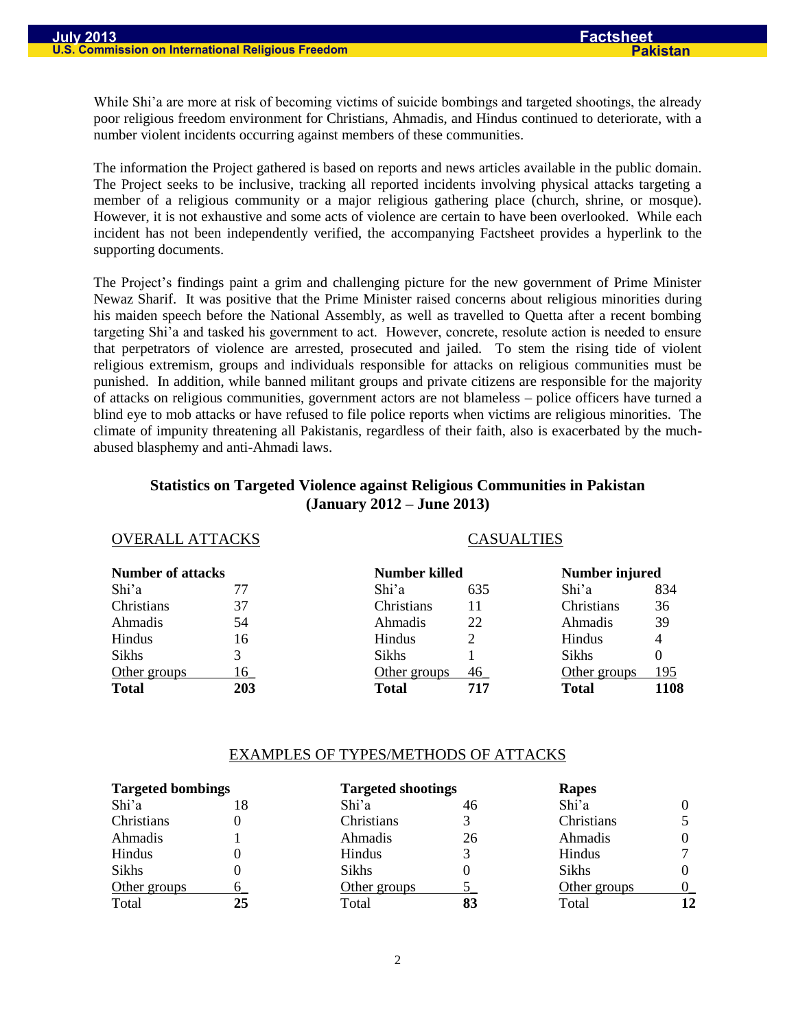While Shi'a are more at risk of becoming victims of suicide bombings and targeted shootings, the already poor religious freedom environment for Christians, Ahmadis, and Hindus continued to deteriorate, with a number violent incidents occurring against members of these communities.

The information the Project gathered is based on reports and news articles available in the public domain. The Project seeks to be inclusive, tracking all reported incidents involving physical attacks targeting a member of a religious community or a major religious gathering place (church, shrine, or mosque). However, it is not exhaustive and some acts of violence are certain to have been overlooked. While each incident has not been independently verified, the accompanying Factsheet provides a hyperlink to the supporting documents.

The Project's findings paint a grim and challenging picture for the new government of Prime Minister Newaz Sharif. It was positive that the Prime Minister raised concerns about religious minorities during his maiden speech before the National Assembly, as well as travelled to Quetta after a recent bombing targeting Shi'a and tasked his government to act. However, concrete, resolute action is needed to ensure that perpetrators of violence are arrested, prosecuted and jailed. To stem the rising tide of violent religious extremism, groups and individuals responsible for attacks on religious communities must be punished. In addition, while banned militant groups and private citizens are responsible for the majority of attacks on religious communities, government actors are not blameless – police officers have turned a blind eye to mob attacks or have refused to file police reports when victims are religious minorities. The climate of impunity threatening all Pakistanis, regardless of their faith, also is exacerbated by the much-abused blasphemy and anti-Ahmadi laws.

## Statistics on Targeted Violence against Religious Communities in Pakistan (January 2012 – June 2013)

### OVERALL ATTACKS

| Number of attacks | |
|---|---|
| Shi'a | 77 |
| Christians | 37 |
| Ahmadis | 54 |
| Hindus | 16 |
| Sikhs | 3 |
| Other groups | 16 |
| **Total** | **203** |

### CASUALTIES

| Number killed | |
|---|---|
| Shi'a | 635 |
| Christians | 11 |
| Ahmadis | 22 |
| Hindus | 2 |
| Sikhs | 1 |
| Other groups | 46 |
| **Total** | **717** |

| Number injured | |
|---|---|
| Shi'a | 834 |
| Christians | 36 |
| Ahmadis | 39 |
| Hindus | 4 |
| Sikhs | 0 |
| Other groups | 195 |
| **Total** | **1108** |

### EXAMPLES OF TYPES/METHODS OF ATTACKS

| Targeted bombings | |
|---|---|
| Shi'a | 18 |
| Christians | 0 |
| Ahmadis | 1 |
| Hindus | 0 |
| Sikhs | 0 |
| Other groups | 6 |
| Total | **25** |

| Targeted shootings | |
|---|---|
| Shi'a | 46 |
| Christians | 3 |
| Ahmadis | 26 |
| Hindus | 3 |
| Sikhs | 0 |
| Other groups | 5 |
| Total | **83** |

| Rapes | |
|---|---|
| Shi'a | 0 |
| Christians | 5 |
| Ahmadis | 0 |
| Hindus | 7 |
| Sikhs | 0 |
| Other groups | 0 |
| Total | **12** |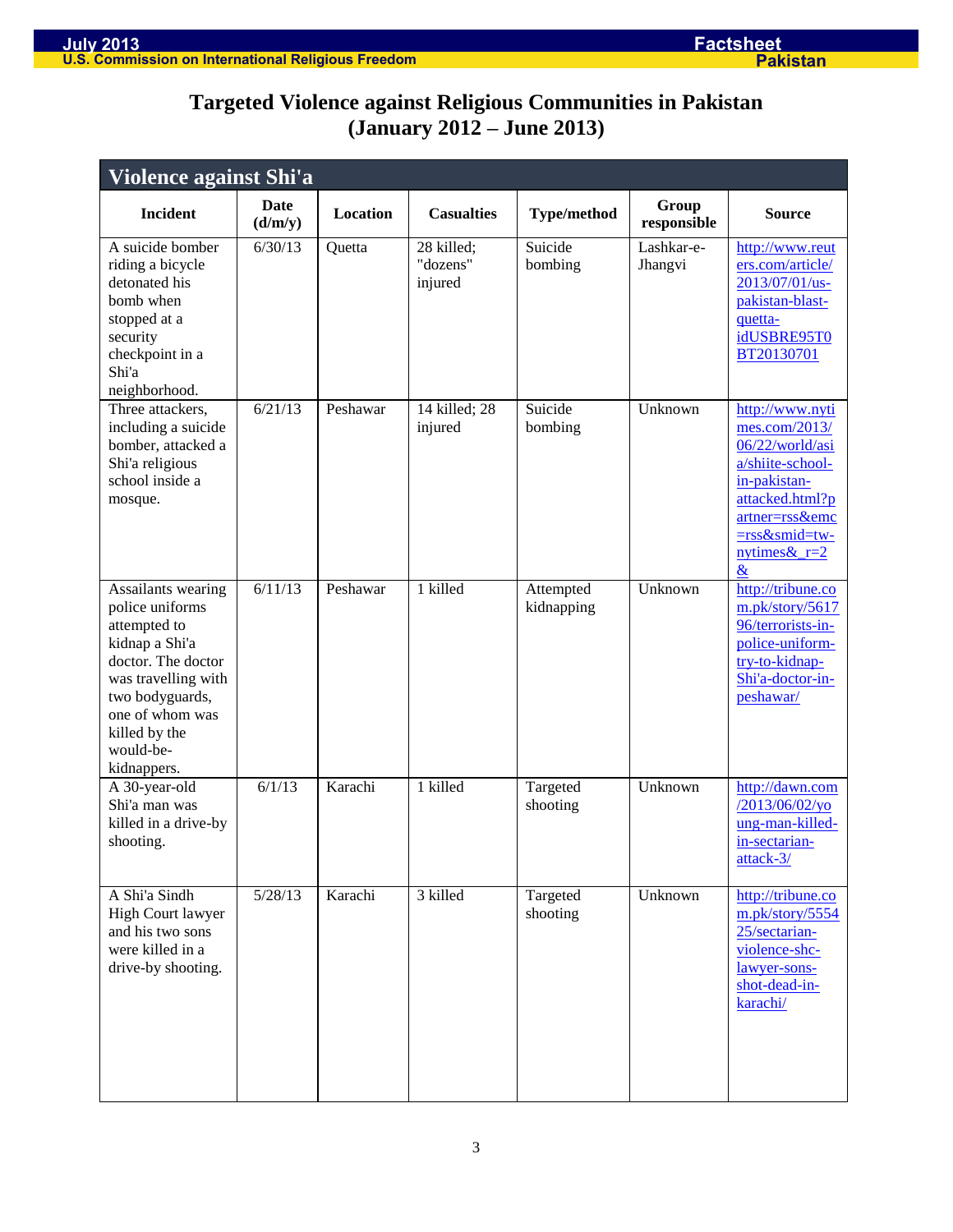# Targeted Violence against Religious Communities in Pakistan (January 2012 – June 2013)

## Violence against Shi'a

| Incident | Date (d/m/y) | Location | Casualties | Type/method | Group responsible | Source |
|---|---|---|---|---|---|---|
| A suicide bomber riding a bicycle detonated his bomb when stopped at a security checkpoint in a Shi'a neighborhood. | 6/30/13 | Quetta | 28 killed; "dozens" injured | Suicide bombing | Lashkar-e-Jhangvi | http://www.reuters.com/article/2013/07/01/us-pakistan-blast-quetta-idUSBRE95T0BT20130701 |
| Three attackers, including a suicide bomber, attacked a Shi'a religious school inside a mosque. | 6/21/13 | Peshawar | 14 killed; 28 injured | Suicide bombing | Unknown | http://www.nytimes.com/2013/06/22/world/asia/shiite-school-in-pakistan-attacked.html?partner=rss&emc=rss&smid=tw-nytimes&_r=2& |
| Assailants wearing police uniforms attempted to kidnap a Shi'a doctor. The doctor was travelling with two bodyguards, one of whom was killed by the would-be-kidnappers. | 6/11/13 | Peshawar | 1 killed | Attempted kidnapping | Unknown | http://tribune.com.pk/story/561796/terrorists-in-police-uniform-try-to-kidnap-Shi'a-doctor-in-peshawar/ |
| A 30-year-old Shi'a man was killed in a drive-by shooting. | 6/1/13 | Karachi | 1 killed | Targeted shooting | Unknown | http://dawn.com/2013/06/02/young-man-killed-in-sectarian-attack-3/ |
| A Shi'a Sindh High Court lawyer and his two sons were killed in a drive-by shooting. | 5/28/13 | Karachi | 3 killed | Targeted shooting | Unknown | http://tribune.com.pk/story/555425/sectarian-violence-shc-lawyer-sons-shot-dead-in-karachi/ |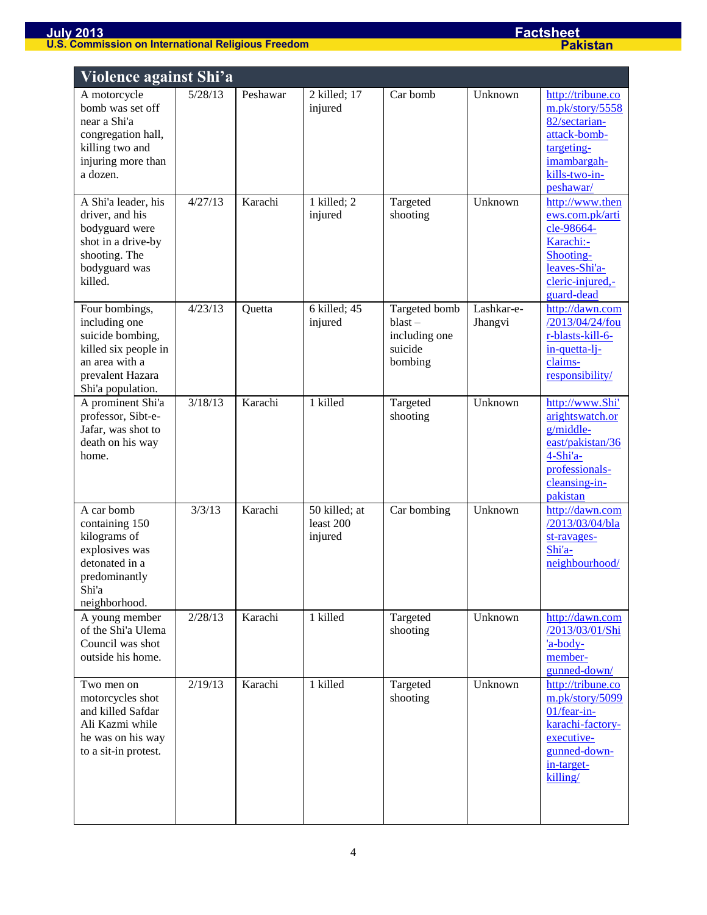## Violence against Shi'a

| | | | | | | |
|---|---|---|---|---|---|---|
| A motorcycle bomb was set off near a Shi'a congregation hall, killing two and injuring more than a dozen. | 5/28/13 | Peshawar | 2 killed; 17 injured | Car bomb | Unknown | http://tribune.com.pk/story/555882/sectarian-attack-bomb-targeting-imambargah-kills-two-in-peshawar/ |
| A Shi'a leader, his driver, and his bodyguard were shot in a drive-by shooting. The bodyguard was killed. | 4/27/13 | Karachi | 1 killed; 2 injured | Targeted shooting | Unknown | http://www.thenews.com.pk/article-98664-Karachi:-Shooting-leaves-Shi'a-cleric-injured,-guard-dead |
| Four bombings, including one suicide bombing, killed six people in an area with a prevalent Hazara Shi'a population. | 4/23/13 | Quetta | 6 killed; 45 injured | Targeted bomb blast – including one suicide bombing | Lashkar-e-Jhangvi | http://dawn.com/2013/04/24/four-blasts-kill-6-in-quetta-lj-claims-responsibility/ |
| A prominent Shi'a professor, Sibt-e-Jafar, was shot to death on his way home. | 3/18/13 | Karachi | 1 killed | Targeted shooting | Unknown | http://www.Shi'arightswatch.org/middle-east/pakistan/364-Shi'a-professionals-cleansing-in-pakistan |
| A car bomb containing 150 kilograms of explosives was detonated in a predominantly Shi'a neighborhood. | 3/3/13 | Karachi | 50 killed; at least 200 injured | Car bombing | Unknown | http://dawn.com/2013/03/04/blast-ravages-Shi'a-neighbourhood/ |
| A young member of the Shi'a Ulema Council was shot outside his home. | 2/28/13 | Karachi | 1 killed | Targeted shooting | Unknown | http://dawn.com/2013/03/01/Shi'a-body-member-gunned-down/ |
| Two men on motorcycles shot and killed Safdar Ali Kazmi while he was on his way to a sit-in protest. | 2/19/13 | Karachi | 1 killed | Targeted shooting | Unknown | http://tribune.com.pk/story/509901/fear-in-karachi-factory-executive-gunned-down-in-target-killing/ |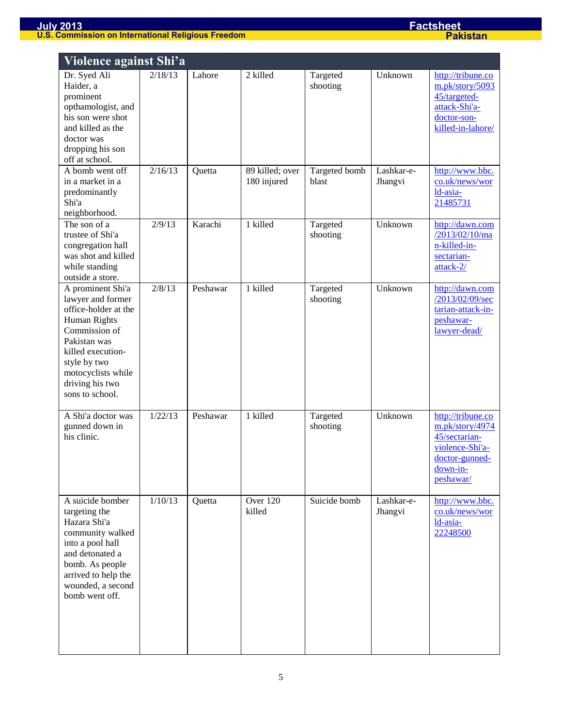## Violence against Shi'a

| | | | | | | |
|---|---|---|---|---|---|---|
| Dr. Syed Ali Haider, a prominent opthamologist, and his son were shot and killed as the doctor was dropping his son off at school. | 2/18/13 | Lahore | 2 killed | Targeted shooting | Unknown | http://tribune.com.pk/story/509345/targeted-attack-Shi'a-doctor-son-killed-in-lahore/ |
| A bomb went off in a market in a predominantly Shi'a neighborhood. | 2/16/13 | Quetta | 89 killed; over 180 injured | Targeted bomb blast | Lashkar-e-Jhangvi | http://www.bbc.co.uk/news/world-asia-21485731 |
| The son of a trustee of Shi'a congregation hall was shot and killed while standing outside a store. | 2/9/13 | Karachi | 1 killed | Targeted shooting | Unknown | http://dawn.com/2013/02/10/man-killed-in-sectarian-attack-2/ |
| A prominent Shi'a lawyer and former office-holder at the Human Rights Commission of Pakistan was killed execution-style by two motocyclists while driving his two sons to school. | 2/8/13 | Peshawar | 1 killed | Targeted shooting | Unknown | http://dawn.com/2013/02/09/sectarian-attack-in-peshawar-lawyer-dead/ |
| A Shi'a doctor was gunned down in his clinic. | 1/22/13 | Peshawar | 1 killed | Targeted shooting | Unknown | http://tribune.com.pk/story/497445/sectarian-violence-Shi'a-doctor-gunned-down-in-peshawar/ |
| A suicide bomber targeting the Hazara Shi'a community walked into a pool hall and detonated a bomb. As people arrived to help the wounded, a second bomb went off. | 1/10/13 | Quetta | Over 120 killed | Suicide bomb | Lashkar-e-Jhangvi | http://www.bbc.co.uk/news/world-asia-22248500 |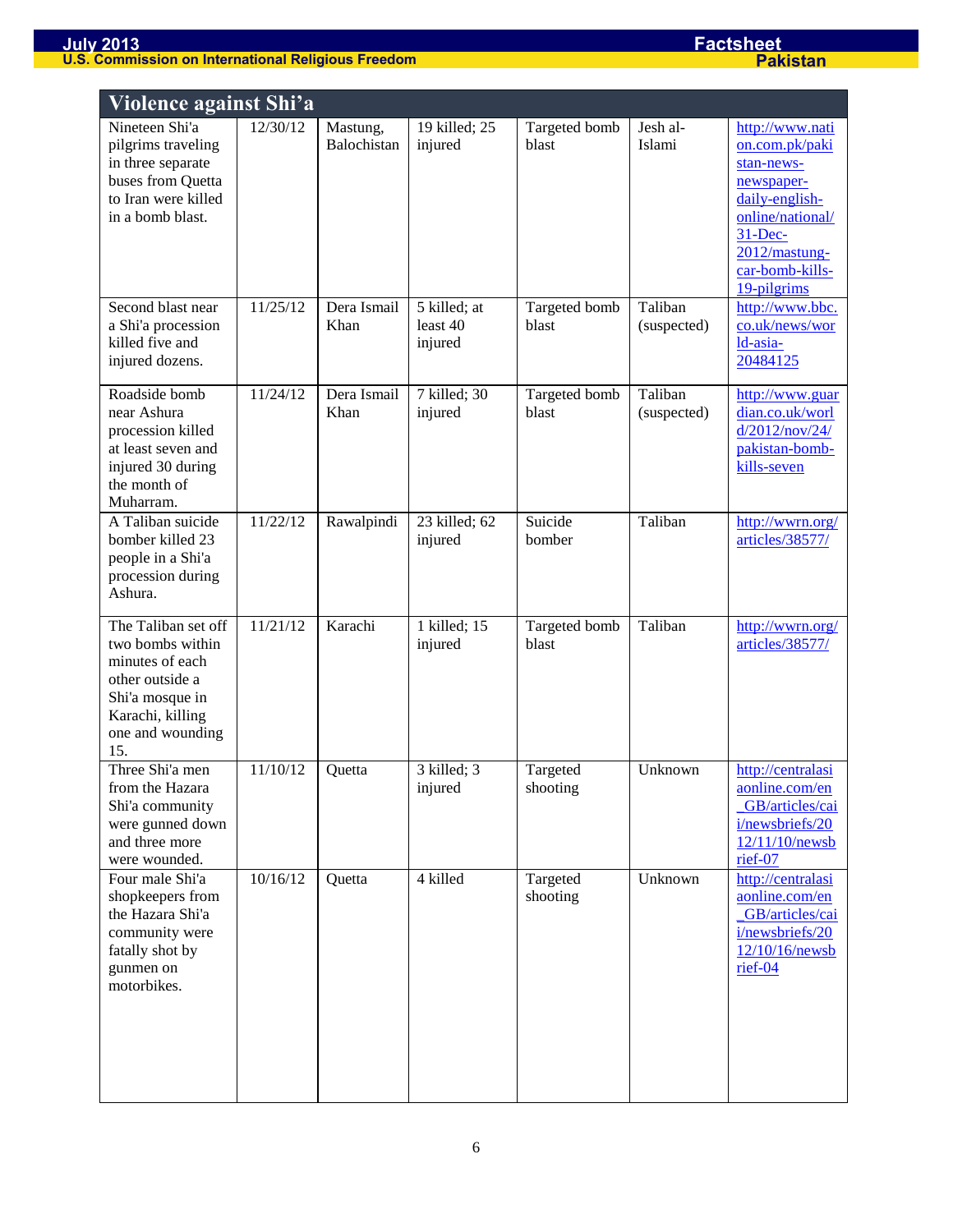## Violence against Shi'a

| | | | | | | |
|---|---|---|---|---|---|---|
| Nineteen Shi'a pilgrims traveling in three separate buses from Quetta to Iran were killed in a bomb blast. | 12/30/12 | Mastung, Balochistan | 19 killed; 25 injured | Targeted bomb blast | Jesh al-Islami | http://www.nation.com.pk/pakistan-news-newspaper-daily-english-online/national/31-Dec-2012/mastung-car-bomb-kills-19-pilgrims |
| Second blast near a Shi'a procession killed five and injured dozens. | 11/25/12 | Dera Ismail Khan | 5 killed; at least 40 injured | Targeted bomb blast | Taliban (suspected) | http://www.bbc.co.uk/news/world-asia-20484125 |
| Roadside bomb near Ashura procession killed at least seven and injured 30 during the month of Muharram. | 11/24/12 | Dera Ismail Khan | 7 killed; 30 injured | Targeted bomb blast | Taliban (suspected) | http://www.guardian.co.uk/world/2012/nov/24/pakistan-bomb-kills-seven |
| A Taliban suicide bomber killed 23 people in a Shi'a procession during Ashura. | 11/22/12 | Rawalpindi | 23 killed; 62 injured | Suicide bomber | Taliban | http://wwrn.org/articles/38577/ |
| The Taliban set off two bombs within minutes of each other outside a Shi'a mosque in Karachi, killing one and wounding 15. | 11/21/12 | Karachi | 1 killed; 15 injured | Targeted bomb blast | Taliban | http://wwrn.org/articles/38577/ |
| Three Shi'a men from the Hazara Shi'a community were gunned down and three more were wounded. | 11/10/12 | Quetta | 3 killed; 3 injured | Targeted shooting | Unknown | http://centralasiaonline.com/en_GB/articles/caii/newsbriefs/2012/11/10/newsbrief-07 |
| Four male Shi'a shopkeepers from the Hazara Shi'a community were fatally shot by gunmen on motorbikes. | 10/16/12 | Quetta | 4 killed | Targeted shooting | Unknown | http://centralasiaonline.com/en_GB/articles/caii/newsbriefs/2012/10/16/newsbrief-04 |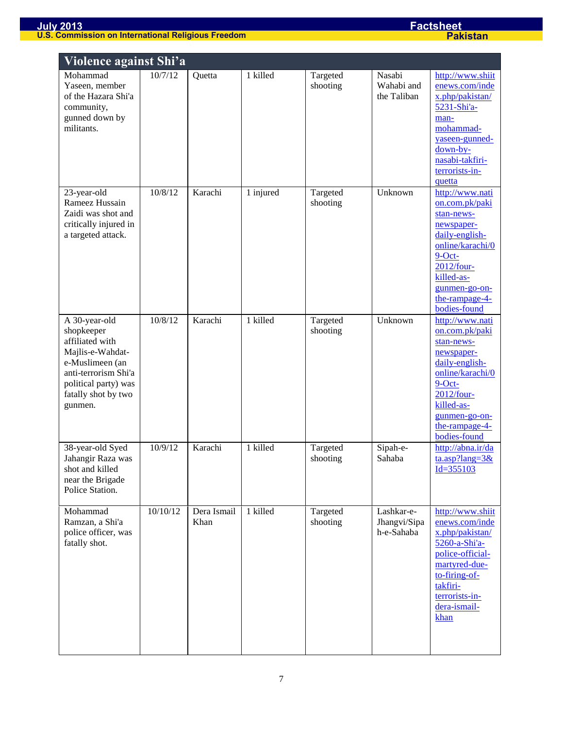## Violence against Shi'a

| | | | | | | |
|---|---|---|---|---|---|---|
| Mohammad Yaseen, member of the Hazara Shi'a community, gunned down by militants. | 10/7/12 | Quetta | 1 killed | Targeted shooting | Nasabi Wahabi and the Taliban | http://www.shiitenews.com/index.php/pakistan/5231-Shi'a-man-mohammad-yaseen-gunned-down-by-nasabi-takfiri-terrorists-in-quetta |
| 23-year-old Rameez Hussain Zaidi was shot and critically injured in a targeted attack. | 10/8/12 | Karachi | 1 injured | Targeted shooting | Unknown | http://www.nation.com.pk/pakistan-news-newspaper-daily-english-online/karachi/09-Oct-2012/four-killed-as-gunmen-go-on-the-rampage-4-bodies-found |
| A 30-year-old shopkeeper affiliated with Majlis-e-Wahdat-e-Muslimeen (an anti-terrorism Shi'a political party) was fatally shot by two gunmen. | 10/8/12 | Karachi | 1 killed | Targeted shooting | Unknown | http://www.nation.com.pk/pakistan-news-newspaper-daily-english-online/karachi/09-Oct-2012/four-killed-as-gunmen-go-on-the-rampage-4-bodies-found |
| 38-year-old Syed Jahangir Raza was shot and killed near the Brigade Police Station. | 10/9/12 | Karachi | 1 killed | Targeted shooting | Sipah-e-Sahaba | http://abna.ir/data.asp?lang=3&Id=355103 |
| Mohammad Ramzan, a Shi'a police officer, was fatally shot. | 10/10/12 | Dera Ismail Khan | 1 killed | Targeted shooting | Lashkar-e-Jhangvi/Sipah-e-Sahaba | http://www.shiitenews.com/index.php/pakistan/5260-a-Shi'a-police-official-martyred-due-to-firing-of-takfiri-terrorists-in-dera-ismail-khan |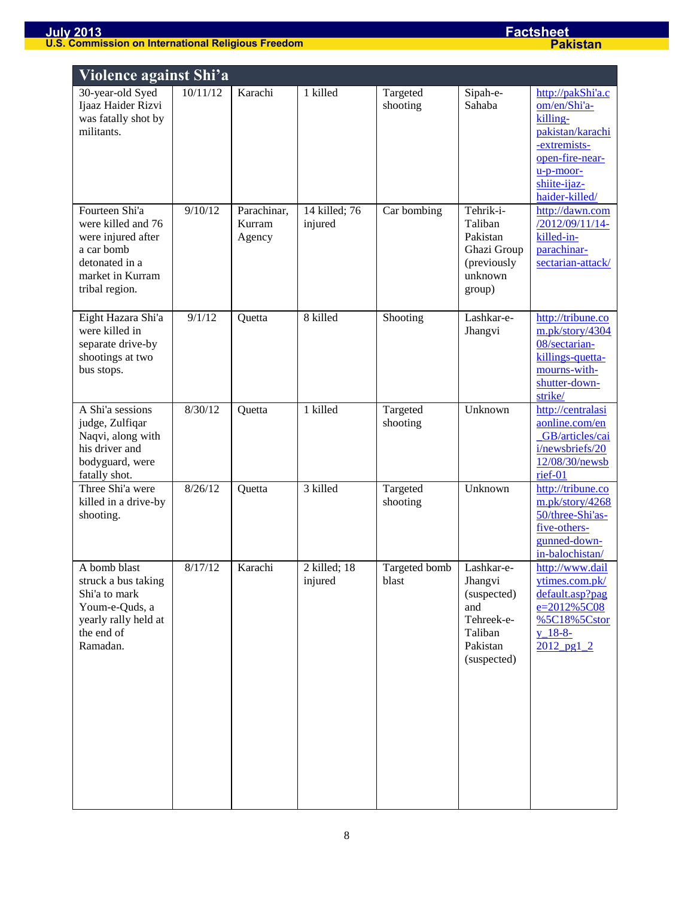## Violence against Shi'a

| | | | | | | |
|---|---|---|---|---|---|---|
| 30-year-old Syed Ijaaz Haider Rizvi was fatally shot by militants. | 10/11/12 | Karachi | 1 killed | Targeted shooting | Sipah-e-Sahaba | http://pakShi'a.com/en/Shi'a-killing-pakistan/karachi-extremists-open-fire-near-u-p-moor-shiite-ijaz-haider-killed/ |
| Fourteen Shi'a were killed and 76 were injured after a car bomb detonated in a market in Kurram tribal region. | 9/10/12 | Parachinar, Kurram Agency | 14 killed; 76 injured | Car bombing | Tehrik-i-Taliban Pakistan Ghazi Group (previously unknown group) | http://dawn.com/2012/09/11/14-killed-in-parachinar-sectarian-attack/ |
| Eight Hazara Shi'a were killed in separate drive-by shootings at two bus stops. | 9/1/12 | Quetta | 8 killed | Shooting | Lashkar-e-Jhangvi | http://tribune.com.pk/story/430408/sectarian-killings-quetta-mourns-with-shutter-down-strike/ |
| A Shi'a sessions judge, Zulfiqar Naqvi, along with his driver and bodyguard, were fatally shot. | 8/30/12 | Quetta | 1 killed | Targeted shooting | Unknown | http://centralasiaonline.com/en_GB/articles/caii/newsbriefs/2012/08/30/newsbrief-01 |
| Three Shi'a were killed in a drive-by shooting. | 8/26/12 | Quetta | 3 killed | Targeted shooting | Unknown | http://tribune.com.pk/story/426850/three-Shi'as-five-others-gunned-down-in-balochistan/ |
| A bomb blast struck a bus taking Shi'a to mark Youm-e-Quds, a yearly rally held at the end of Ramadan. | 8/17/12 | Karachi | 2 killed; 18 injured | Targeted bomb blast | Lashkar-e-Jhangvi (suspected) and Tehreek-e-Taliban Pakistan (suspected) | http://www.dailytimes.com.pk/default.asp?page=2012%5C08%5C18%5Cstory_18-8-2012_pg1_2 |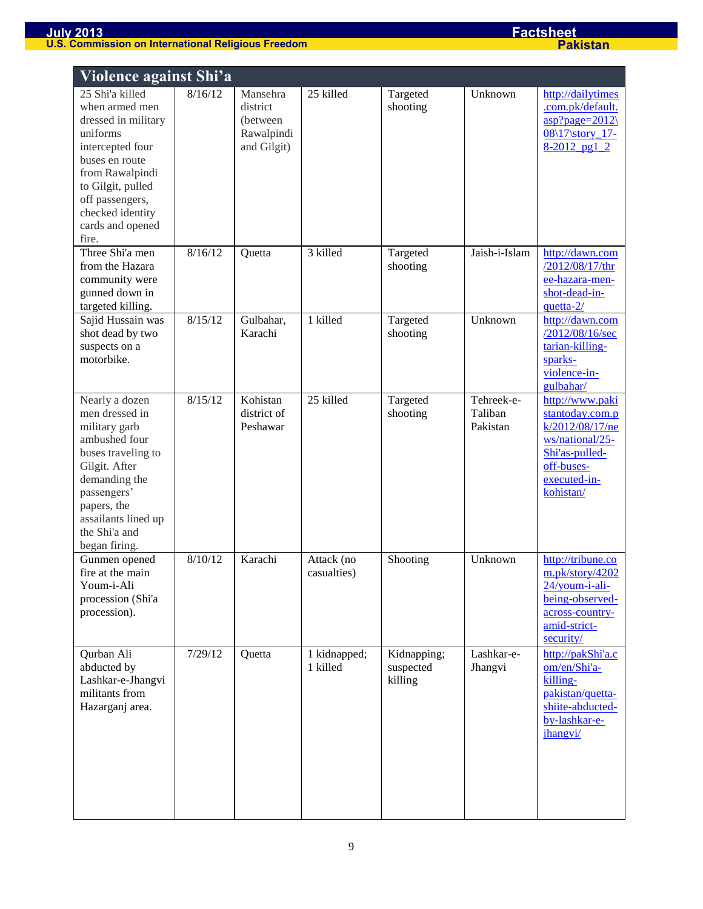## Violence against Shi'a

| | | | | | | |
|---|---|---|---|---|---|---|
| 25 Shi'a killed when armed men dressed in military uniforms intercepted four buses en route from Rawalpindi to Gilgit, pulled off passengers, checked identity cards and opened fire. | 8/16/12 | Mansehra district (between Rawalpindi and Gilgit) | 25 killed | Targeted shooting | Unknown | http://dailytimes.com.pk/default.asp?page=2012\08\17\story_17-8-2012_pg1_2 |
| Three Shi'a men from the Hazara community were gunned down in targeted killing. | 8/16/12 | Quetta | 3 killed | Targeted shooting | Jaish-i-Islam | http://dawn.com/2012/08/17/three-hazara-men-shot-dead-in-quetta-2/ |
| Sajid Hussain was shot dead by two suspects on a motorbike. | 8/15/12 | Gulbahar, Karachi | 1 killed | Targeted shooting | Unknown | http://dawn.com/2012/08/16/sectarian-killing-sparks-violence-in-gulbahar/ |
| Nearly a dozen men dressed in military garb ambushed four buses traveling to Gilgit. After demanding the passengers' papers, the assailants lined up the Shi'a and began firing. | 8/15/12 | Kohistan district of Peshawar | 25 killed | Targeted shooting | Tehreek-e-Taliban Pakistan | http://www.pakistantoday.com.pk/2012/08/17/news/national/25-Shi'as-pulled-off-buses-executed-in-kohistan/ |
| Gunmen opened fire at the main Youm-i-Ali procession (Shi'a procession). | 8/10/12 | Karachi | Attack (no casualties) | Shooting | Unknown | http://tribune.com.pk/story/420224/youm-i-ali-being-observed-across-country-amid-strict-security/ |
| Qurban Ali abducted by Lashkar-e-Jhangvi militants from Hazarganj area. | 7/29/12 | Quetta | 1 kidnapped; 1 killed | Kidnapping; suspected killing | Lashkar-e-Jhangvi | http://pakShi'a.com/en/Shi'a-killing-pakistan/quetta-shiite-abducted-by-lashkar-e-jhangvi/ |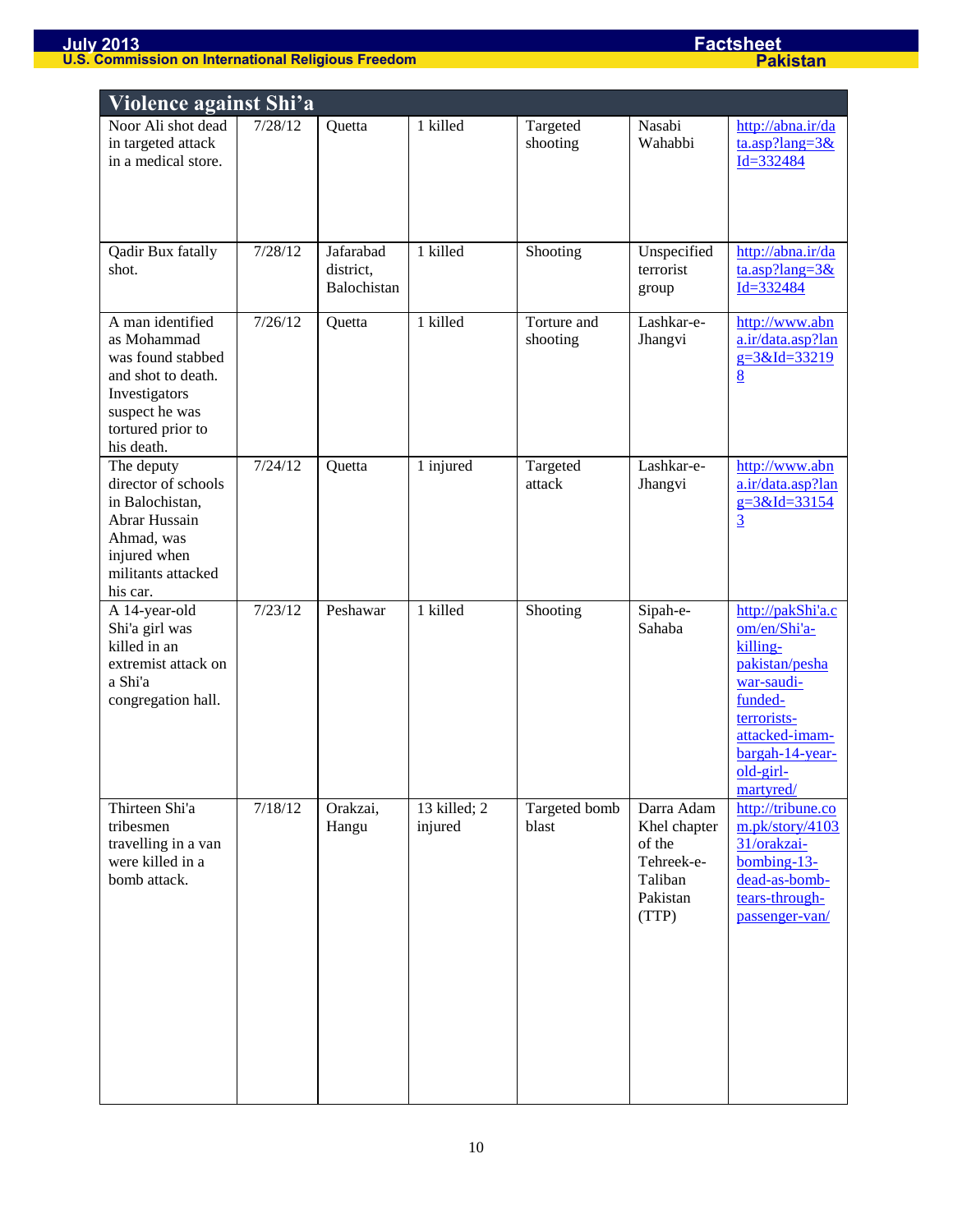## Violence against Shi'a

| | | | | | | |
|---|---|---|---|---|---|---|
| Noor Ali shot dead in targeted attack in a medical store. | 7/28/12 | Quetta | 1 killed | Targeted shooting | Nasabi Wahabbi | http://abna.ir/data.asp?lang=3&Id=332484 |
| Qadir Bux fatally shot. | 7/28/12 | Jafarabad district, Balochistan | 1 killed | Shooting | Unspecified terrorist group | http://abna.ir/data.asp?lang=3&Id=332484 |
| A man identified as Mohammad was found stabbed and shot to death. Investigators suspect he was tortured prior to his death. | 7/26/12 | Quetta | 1 killed | Torture and shooting | Lashkar-e-Jhangvi | http://www.abna.ir/data.asp?lang=3&Id=332198 |
| The deputy director of schools in Balochistan, Abrar Hussain Ahmad, was injured when militants attacked his car. | 7/24/12 | Quetta | 1 injured | Targeted attack | Lashkar-e-Jhangvi | http://www.abna.ir/data.asp?lang=3&Id=331543 |
| A 14-year-old Shi'a girl was killed in an extremist attack on a Shi'a congregation hall. | 7/23/12 | Peshawar | 1 killed | Shooting | Sipah-e-Sahaba | http://pakShi'a.com/en/Shi'a-killing-pakistan/peshawar-saudi-funded-terrorists-attacked-imam-bargah-14-year-old-girl-martyred/ |
| Thirteen Shi'a tribesmen travelling in a van were killed in a bomb attack. | 7/18/12 | Orakzai, Hangu | 13 killed; 2 injured | Targeted bomb blast | Darra Adam Khel chapter of the Tehreek-e-Taliban Pakistan (TTP) | http://tribune.com.pk/story/410331/orakzai-bombing-13-dead-as-bomb-tears-through-passenger-van/ |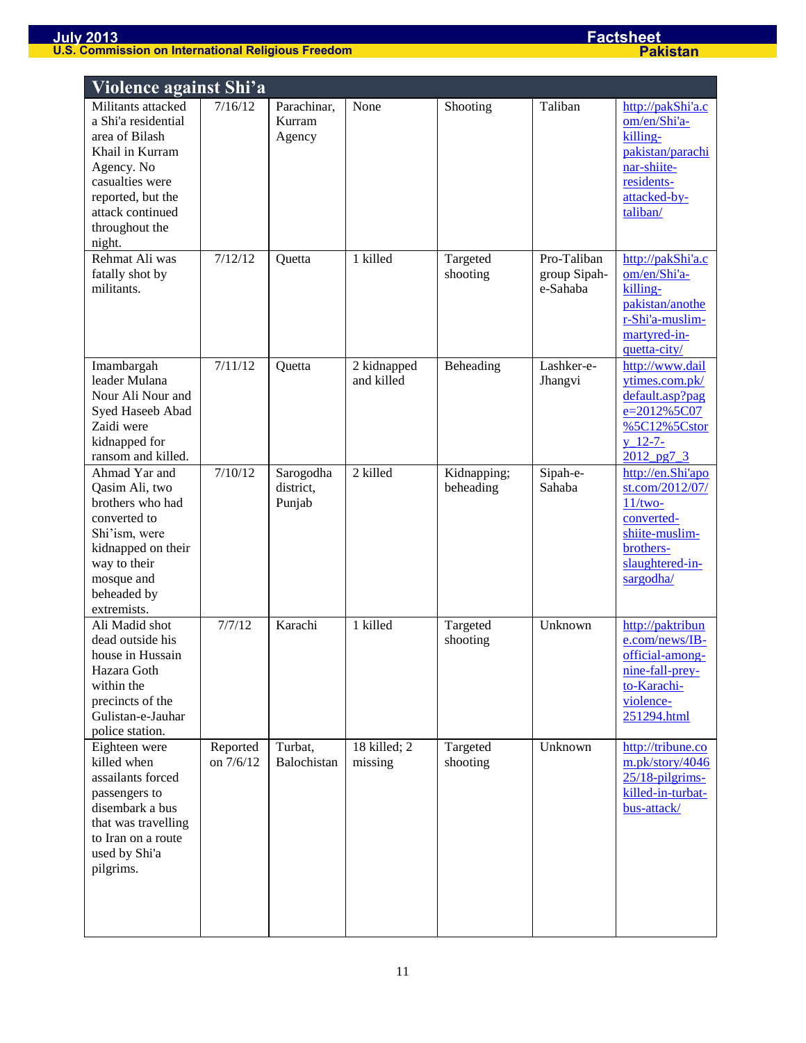## Violence against Shi'a

| | | | | | | |
|---|---|---|---|---|---|---|
| Militants attacked a Shi'a residential area of Bilash Khail in Kurram Agency. No casualties were reported, but the attack continued throughout the night. | 7/16/12 | Parachinar, Kurram Agency | None | Shooting | Taliban | http://pakShi'a.com/en/Shi'a-killing-pakistan/parachinar-shiite-residents-attacked-by-taliban/ |
| Rehmat Ali was fatally shot by militants. | 7/12/12 | Quetta | 1 killed | Targeted shooting | Pro-Taliban group Sipah-e-Sahaba | http://pakShi'a.com/en/Shi'a-killing-pakistan/another-Shi'a-muslim-martyred-in-quetta-city/ |
| Imambargah leader Mulana Nour Ali Nour and Syed Haseeb Abad Zaidi were kidnapped for ransom and killed. | 7/11/12 | Quetta | 2 kidnapped and killed | Beheading | Lashker-e-Jhangvi | http://www.dailytimes.com.pk/default.asp?page=2012%5C07%5C12%5Cstory_12-7-2012_pg7_3 |
| Ahmad Yar and Qasim Ali, two brothers who had converted to Shi'ism, were kidnapped on their way to their mosque and beheaded by extremists. | 7/10/12 | Sarogodha district, Punjab | 2 killed | Kidnapping; beheading | Sipah-e-Sahaba | http://en.Shi'apost.com/2012/07/11/two-converted-shiite-muslim-brothers-slaughtered-in-sargodha/ |
| Ali Madid shot dead outside his house in Hussain Hazara Goth within the precincts of the Gulistan-e-Jauhar police station. | 7/7/12 | Karachi | 1 killed | Targeted shooting | Unknown | http://paktribune.com/news/IB-official-among-nine-fall-prey-to-Karachi-violence-251294.html |
| Eighteen were killed when assailants forced passengers to disembark a bus that was travelling to Iran on a route used by Shi'a pilgrims. | Reported on 7/6/12 | Turbat, Balochistan | 18 killed; 2 missing | Targeted shooting | Unknown | http://tribune.com.pk/story/404625/18-pilgrims-killed-in-turbat-bus-attack/ |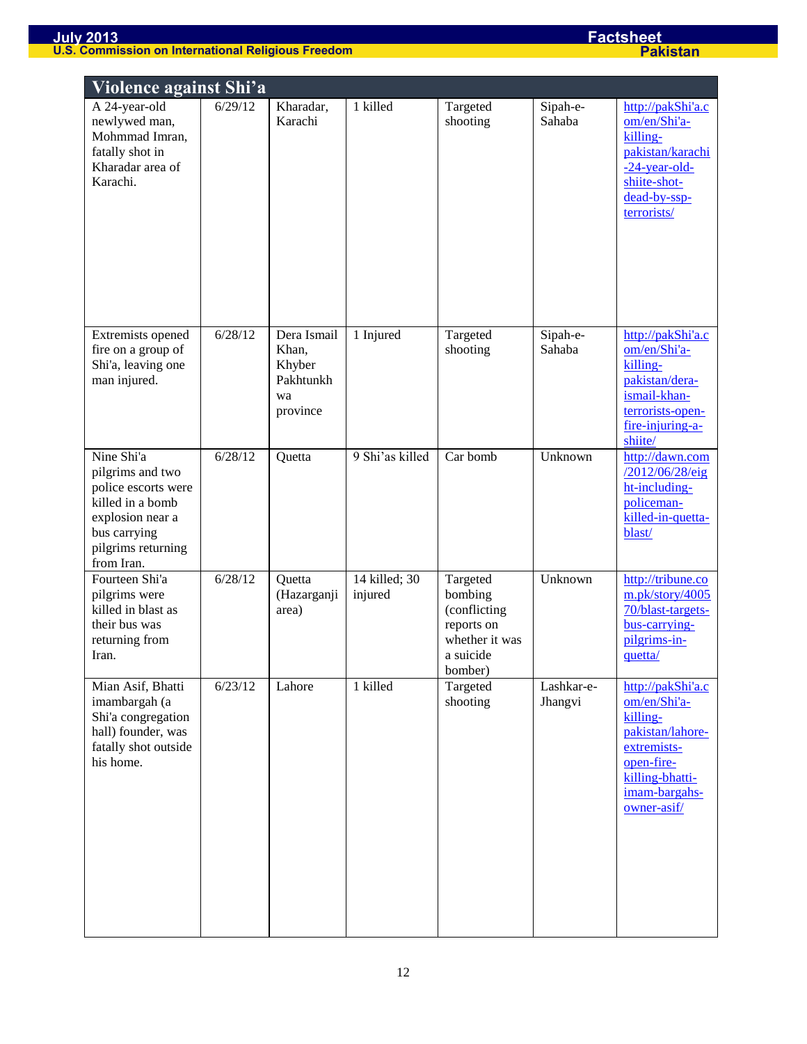## Violence against Shi'a

| Description | Date | Location | Casualties | Type | Perpetrator | Source |
|---|---|---|---|---|---|---|
| A 24-year-old newlywed man, Mohmmad Imran, fatally shot in Kharadar area of Karachi. | 6/29/12 | Kharadar, Karachi | 1 killed | Targeted shooting | Sipah-e-Sahaba | http://pakShi'a.com/en/Shi'a-killing-pakistan/karachi-24-year-old-shiite-shot-dead-by-ssp-terrorists/ |
| Extremists opened fire on a group of Shi'a, leaving one man injured. | 6/28/12 | Dera Ismail Khan, Khyber Pakhtunkhwa province | 1 Injured | Targeted shooting | Sipah-e-Sahaba | http://pakShi'a.com/en/Shi'a-killing-pakistan/dera-ismail-khan-terrorists-open-fire-injuring-a-shiite/ |
| Nine Shi'a pilgrims and two police escorts were killed in a bomb explosion near a bus carrying pilgrims returning from Iran. | 6/28/12 | Quetta | 9 Shi'as killed | Car bomb | Unknown | http://dawn.com/2012/06/28/eight-including-policeman-killed-in-quetta-blast/ |
| Fourteen Shi'a pilgrims were killed in blast as their bus was returning from Iran. | 6/28/12 | Quetta (Hazarganji area) | 14 killed; 30 injured | Targeted bombing (conflicting reports on whether it was a suicide bomber) | Unknown | http://tribune.com.pk/story/400570/blast-targets-bus-carrying-pilgrims-in-quetta/ |
| Mian Asif, Bhatti imambargah (a Shi'a congregation hall) founder, was fatally shot outside his home. | 6/23/12 | Lahore | 1 killed | Targeted shooting | Lashkar-e-Jhangvi | http://pakShi'a.com/en/Shi'a-killing-pakistan/lahore-extremists-open-fire-killing-bhatti-imam-bargahs-owner-asif/ |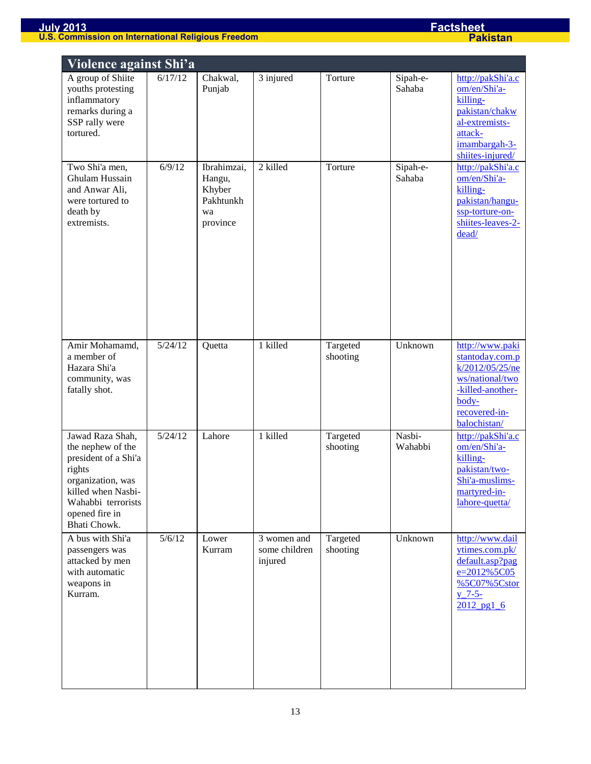| Violence against Shi'a | | | | | | |
|---|---|---|---|---|---|---|
| A group of Shiite youths protesting inflammatory remarks during a SSP rally were tortured. | 6/17/12 | Chakwal, Punjab | 3 injured | Torture | Sipah-e-Sahaba | http://pakShi'a.com/en/Shi'a-killing-pakistan/chakwal-extremists-attack-imambargah-3-shiites-injured/ |
| Two Shi'a men, Ghulam Hussain and Anwar Ali, were tortured to death by extremists. | 6/9/12 | Ibrahimzai, Hangu, Khyber Pakhtunkhwa province | 2 killed | Torture | Sipah-e-Sahaba | http://pakShi'a.com/en/Shi'a-killing-pakistan/hangu-ssp-torture-on-shiites-leaves-2-dead/ |
| Amir Mohamamd, a member of Hazara Shi'a community, was fatally shot. | 5/24/12 | Quetta | 1 killed | Targeted shooting | Unknown | http://www.pakistantoday.com.pk/2012/05/25/news/national/two-killed-another-body-recovered-in-balochistan/ |
| Jawad Raza Shah, the nephew of the president of a Shi'a rights organization, was killed when Nasbi-Wahabbi terrorists opened fire in Bhati Chowk. | 5/24/12 | Lahore | 1 killed | Targeted shooting | Nasbi-Wahabbi | http://pakShi'a.com/en/Shi'a-killing-pakistan/two-Shi'a-muslims-martyred-in-lahore-quetta/ |
| A bus with Shi'a passengers was attacked by men with automatic weapons in Kurram. | 5/6/12 | Lower Kurram | 3 women and some children injured | Targeted shooting | Unknown | http://www.dailytimes.com.pk/default.asp?page=2012%5C05%5C07%5Cstory_7-5-2012_pg1_6 |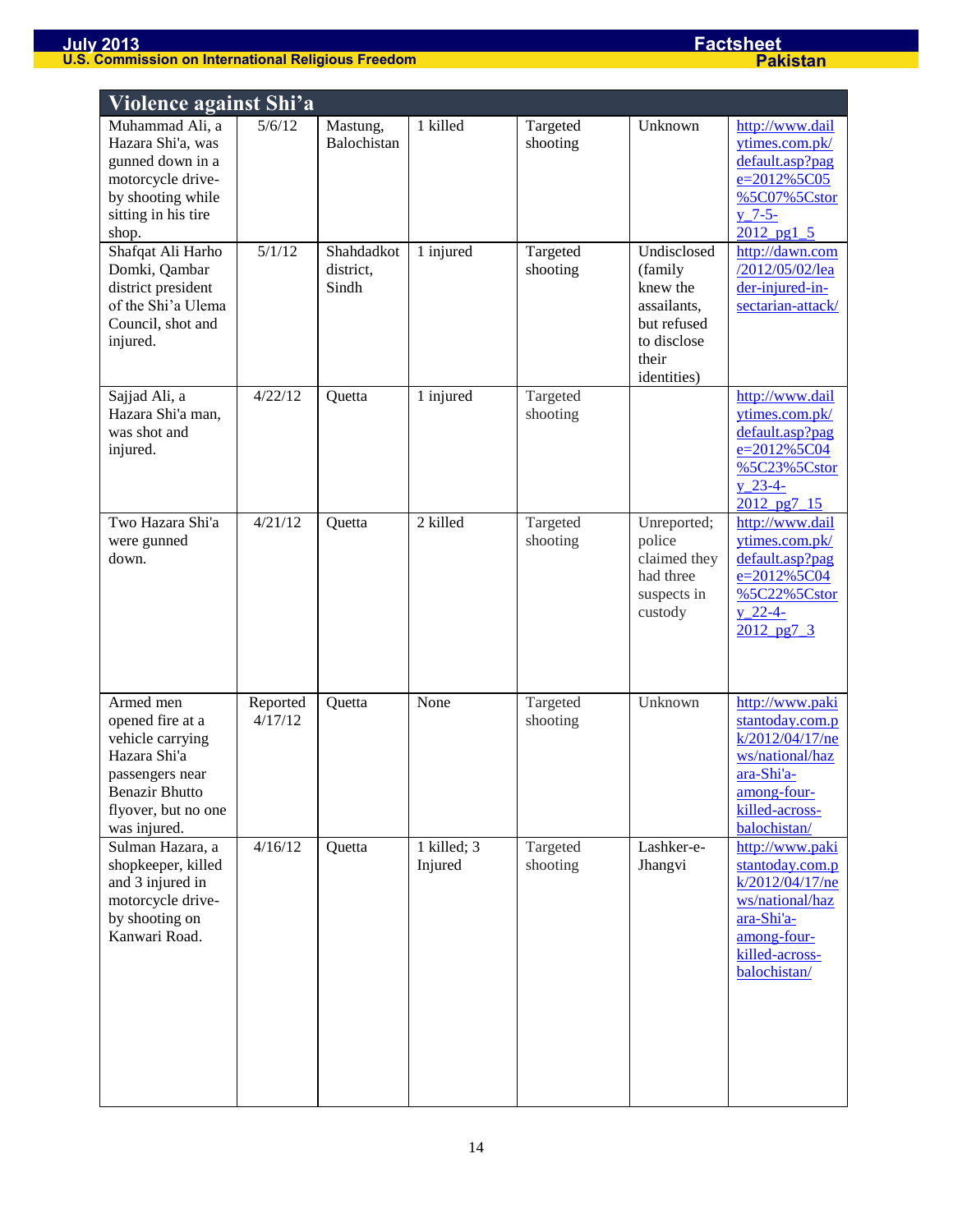## Violence against Shi'a

| | | | | | | |
|---|---|---|---|---|---|---|
| Muhammad Ali, a Hazara Shi'a, was gunned down in a motorcycle drive-by shooting while sitting in his tire shop. | 5/6/12 | Mastung, Balochistan | 1 killed | Targeted shooting | Unknown | http://www.dailytimes.com.pk/default.asp?page=2012%5C05%5C07%5Cstory_7-5-2012_pg1_5 |
| Shafqat Ali Harho Domki, Qambar district president of the Shi'a Ulema Council, shot and injured. | 5/1/12 | Shahdadkot district, Sindh | 1 injured | Targeted shooting | Undisclosed (family knew the assailants, but refused to disclose their identities) | http://dawn.com/2012/05/02/leader-injured-in-sectarian-attack/ |
| Sajjad Ali, a Hazara Shi'a man, was shot and injured. | 4/22/12 | Quetta | 1 injured | Targeted shooting | | http://www.dailytimes.com.pk/default.asp?page=2012%5C04%5C23%5Cstory_23-4-2012_pg7_15 |
| Two Hazara Shi'a were gunned down. | 4/21/12 | Quetta | 2 killed | Targeted shooting | Unreported; police claimed they had three suspects in custody | http://www.dailytimes.com.pk/default.asp?page=2012%5C04%5C22%5Cstory_22-4-2012_pg7_3 |
| Armed men opened fire at a vehicle carrying Hazara Shi'a passengers near Benazir Bhutto flyover, but no one was injured. | Reported 4/17/12 | Quetta | None | Targeted shooting | Unknown | http://www.pakistantoday.com.pk/2012/04/17/news/national/hazara-Shi'a-among-four-killed-across-balochistan/ |
| Sulman Hazara, a shopkeeper, killed and 3 injured in motorcycle drive-by shooting on Kanwari Road. | 4/16/12 | Quetta | 1 killed; 3 Injured | Targeted shooting | Lashker-e-Jhangvi | http://www.pakistantoday.com.pk/2012/04/17/news/national/hazara-Shi'a-among-four-killed-across-balochistan/ |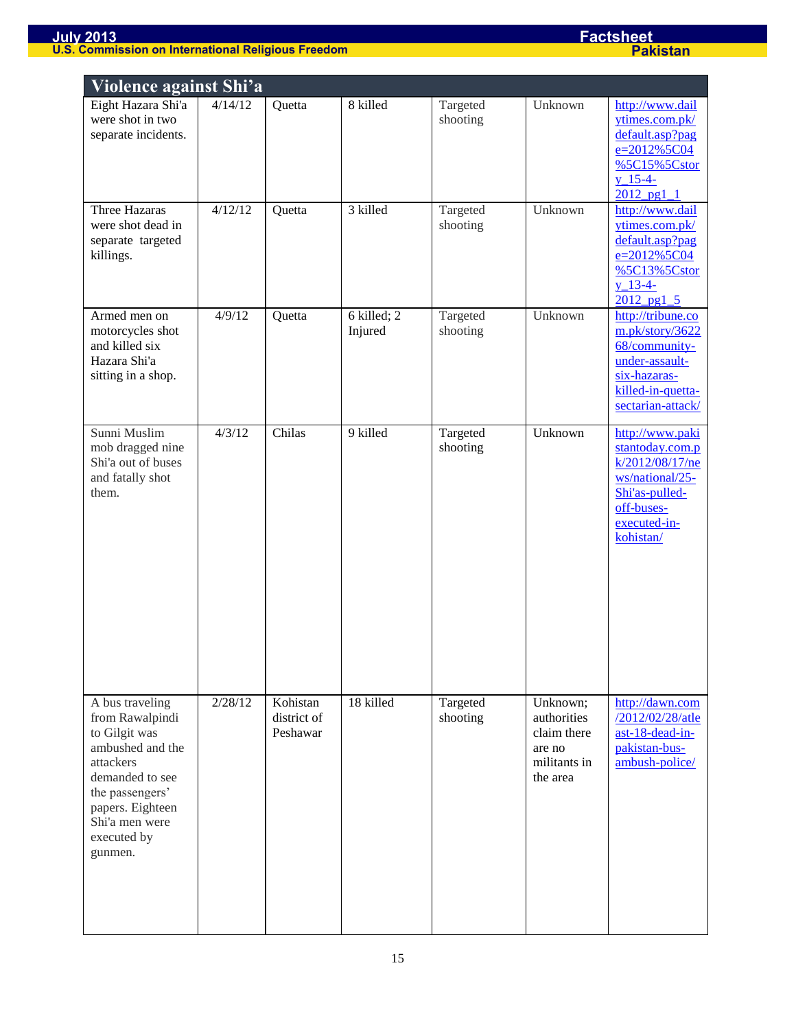| Violence against Shi'a | | | | | | |
|---|---|---|---|---|---|---|
| Eight Hazara Shi'a were shot in two separate incidents. | 4/14/12 | Quetta | 8 killed | Targeted shooting | Unknown | http://www.dailytimes.com.pk/default.asp?page=2012%5C04%5C15%5Cstory_15-4-2012_pg1_1 |
| Three Hazaras were shot dead in separate targeted killings. | 4/12/12 | Quetta | 3 killed | Targeted shooting | Unknown | http://www.dailytimes.com.pk/default.asp?page=2012%5C04%5C13%5Cstory_13-4-2012_pg1_5 |
| Armed men on motorcycles shot and killed six Hazara Shi'a sitting in a shop. | 4/9/12 | Quetta | 6 killed; 2 Injured | Targeted shooting | Unknown | http://tribune.com.pk/story/362268/community-under-assault-six-hazaras-killed-in-quetta-sectarian-attack/ |
| Sunni Muslim mob dragged nine Shi'a out of buses and fatally shot them. | 4/3/12 | Chilas | 9 killed | Targeted shooting | Unknown | http://www.pakistantoday.com.pk/2012/08/17/news/national/25-Shi'as-pulled-off-buses-executed-in-kohistan/ |
| A bus traveling from Rawalpindi to Gilgit was ambushed and the attackers demanded to see the passengers' papers. Eighteen Shi'a men were executed by gunmen. | 2/28/12 | Kohistan district of Peshawar | 18 killed | Targeted shooting | Unknown; authorities claim there are no militants in the area | http://dawn.com/2012/02/28/atleast-18-dead-in-pakistan-bus-ambush-police/ |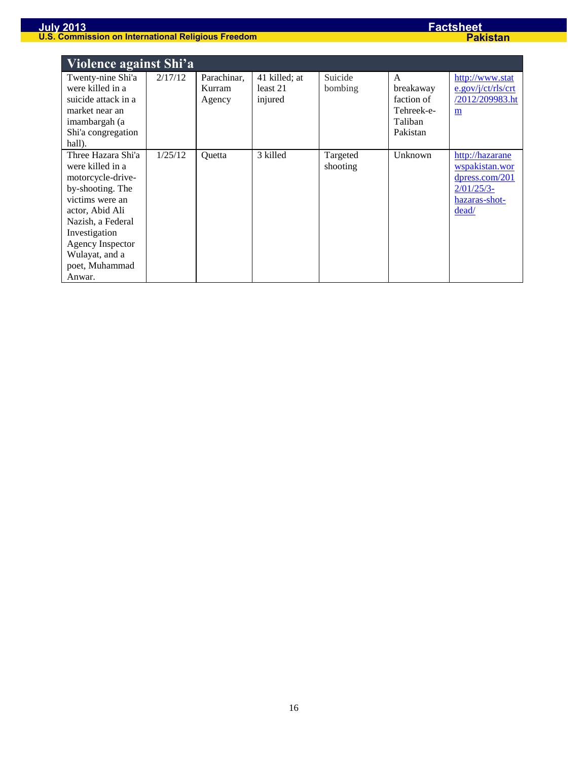| Violence against Shi'a | | | | | | |
|---|---|---|---|---|---|---|
| Twenty-nine Shi'a were killed in a suicide attack in a market near an imambargah (a Shi'a congregation hall). | 2/17/12 | Parachinar, Kurram Agency | 41 killed; at least 21 injured | Suicide bombing | A breakaway faction of Tehreek-e-Taliban Pakistan | http://www.state.gov/j/ct/rls/crt/2012/209983.htm |
| Three Hazara Shi'a were killed in a motorcycle-drive-by-shooting. The victims were an actor, Abid Ali Nazish, a Federal Investigation Agency Inspector Wulayat, and a poet, Muhammad Anwar. | 1/25/12 | Quetta | 3 killed | Targeted shooting | Unknown | http://hazaranewspakistan.wordpress.com/2012/01/25/3-hazaras-shot-dead/ |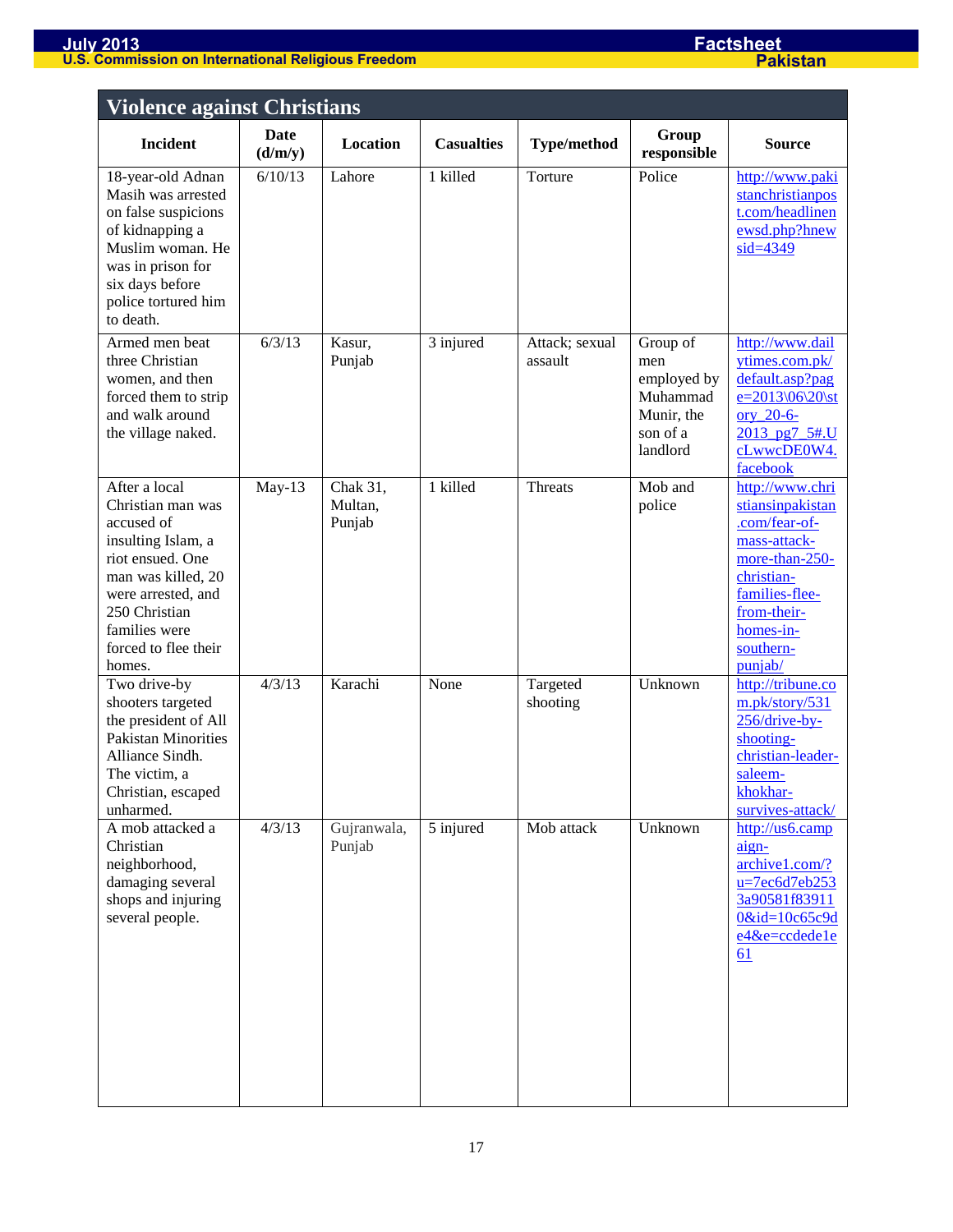## Violence against Christians

| Incident | Date (d/m/y) | Location | Casualties | Type/method | Group responsible | Source |
|---|---|---|---|---|---|---|
| 18-year-old Adnan Masih was arrested on false suspicions of kidnapping a Muslim woman. He was in prison for six days before police tortured him to death. | 6/10/13 | Lahore | 1 killed | Torture | Police | http://www.pakistanchristianpost.com/headlinenewsd.php?hnewsid=4349 |
| Armed men beat three Christian women, and then forced them to strip and walk around the village naked. | 6/3/13 | Kasur, Punjab | 3 injured | Attack; sexual assault | Group of men employed by Muhammad Munir, the son of a landlord | http://www.dailytimes.com.pk/default.asp?page=2013\06\20\story_20-6-2013_pg7_5#.UcLwwcDE0W4.facebook |
| After a local Christian man was accused of insulting Islam, a riot ensued. One man was killed, 20 were arrested, and 250 Christian families were forced to flee their homes. | May-13 | Chak 31, Multan, Punjab | 1 killed | Threats | Mob and police | http://www.christiansinpakistan.com/fear-of-mass-attack-more-than-250-christian-families-flee-from-their-homes-in-southern-punjab/ |
| Two drive-by shooters targeted the president of All Pakistan Minorities Alliance Sindh. The victim, a Christian, escaped unharmed. | 4/3/13 | Karachi | None | Targeted shooting | Unknown | http://tribune.com.pk/story/531256/drive-by-shooting-christian-leader-saleem-khokhar-survives-attack/ |
| A mob attacked a Christian neighborhood, damaging several shops and injuring several people. | 4/3/13 | Gujranwala, Punjab | 5 injured | Mob attack | Unknown | http://us6.campaign-archive1.com/?u=7ec6d7eb2533a90581f839110&id=10c65c9de4&e=ccdede1e61 |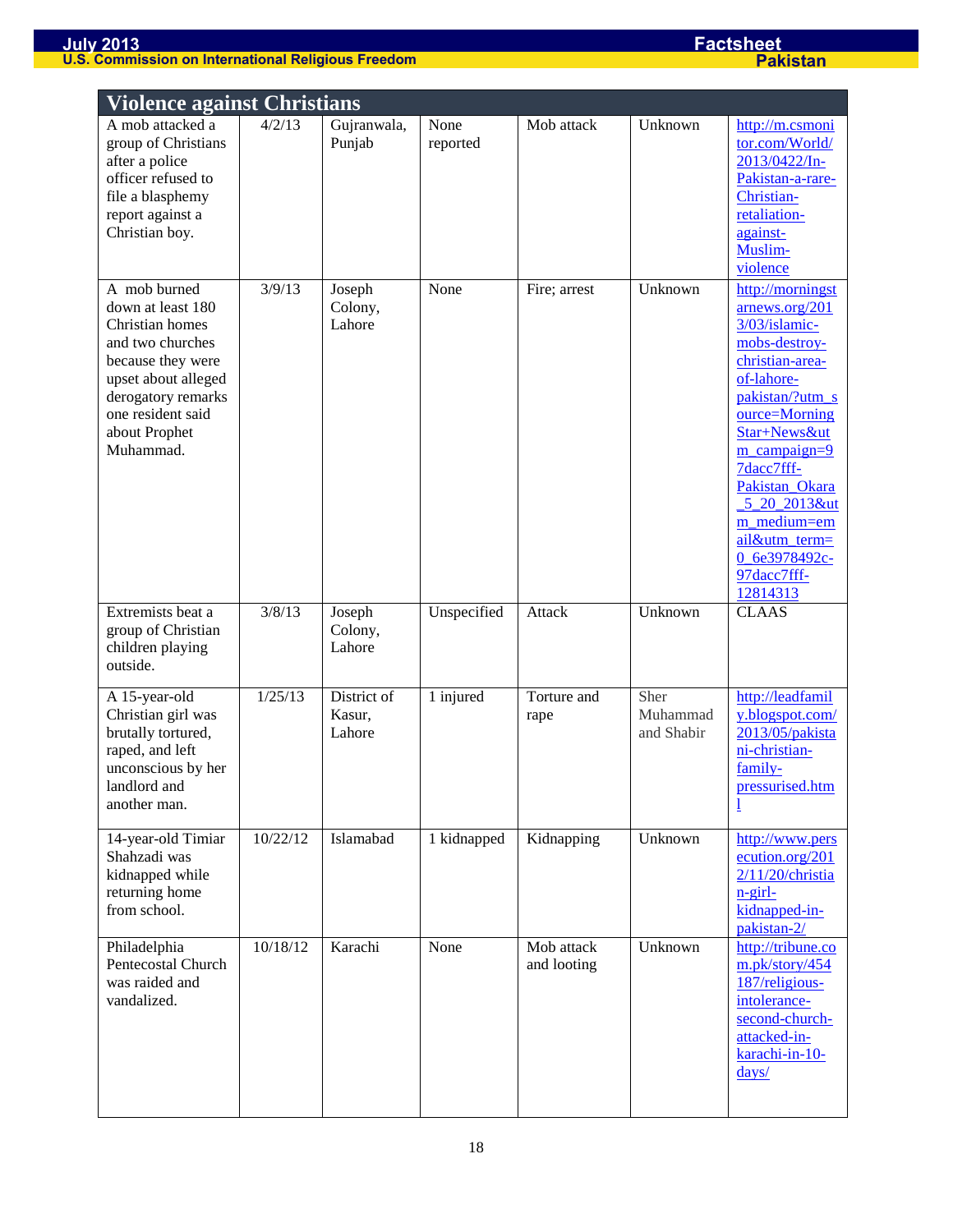## Violence against Christians

| | | | | | | |
|---|---|---|---|---|---|---|
| A mob attacked a group of Christians after a police officer refused to file a blasphemy report against a Christian boy. | 4/2/13 | Gujranwala, Punjab | None reported | Mob attack | Unknown | http://m.csmonitor.com/World/2013/0422/In-Pakistan-a-rare-Christian-retaliation-against-Muslim-violence |
| A mob burned down at least 180 Christian homes and two churches because they were upset about alleged derogatory remarks one resident said about Prophet Muhammad. | 3/9/13 | Joseph Colony, Lahore | None | Fire; arrest | Unknown | http://morningstarnews.org/2013/03/islamic-mobs-destroy-christian-area-of-lahore-pakistan/?utm_source=Morning Star+News&utm_campaign=97dacc7fff-Pakistan_Okara_5_20_2013&utm_medium=email&utm_term=0_6e3978492c-97dacc7fff-12814313 |
| Extremists beat a group of Christian children playing outside. | 3/8/13 | Joseph Colony, Lahore | Unspecified | Attack | Unknown | CLAAS |
| A 15-year-old Christian girl was brutally tortured, raped, and left unconscious by her landlord and another man. | 1/25/13 | District of Kasur, Lahore | 1 injured | Torture and rape | Sher Muhammad and Shabir | http://leadfamily.blogspot.com/2013/05/pakistani-christian-family-pressurised.html |
| 14-year-old Timiar Shahzadi was kidnapped while returning home from school. | 10/22/12 | Islamabad | 1 kidnapped | Kidnapping | Unknown | http://www.persecution.org/2012/11/20/christian-girl-kidnapped-in-pakistan-2/ |
| Philadelphia Pentecostal Church was raided and vandalized. | 10/18/12 | Karachi | None | Mob attack and looting | Unknown | http://tribune.com.pk/story/454187/religious-intolerance-second-church-attacked-in-karachi-in-10-days/ |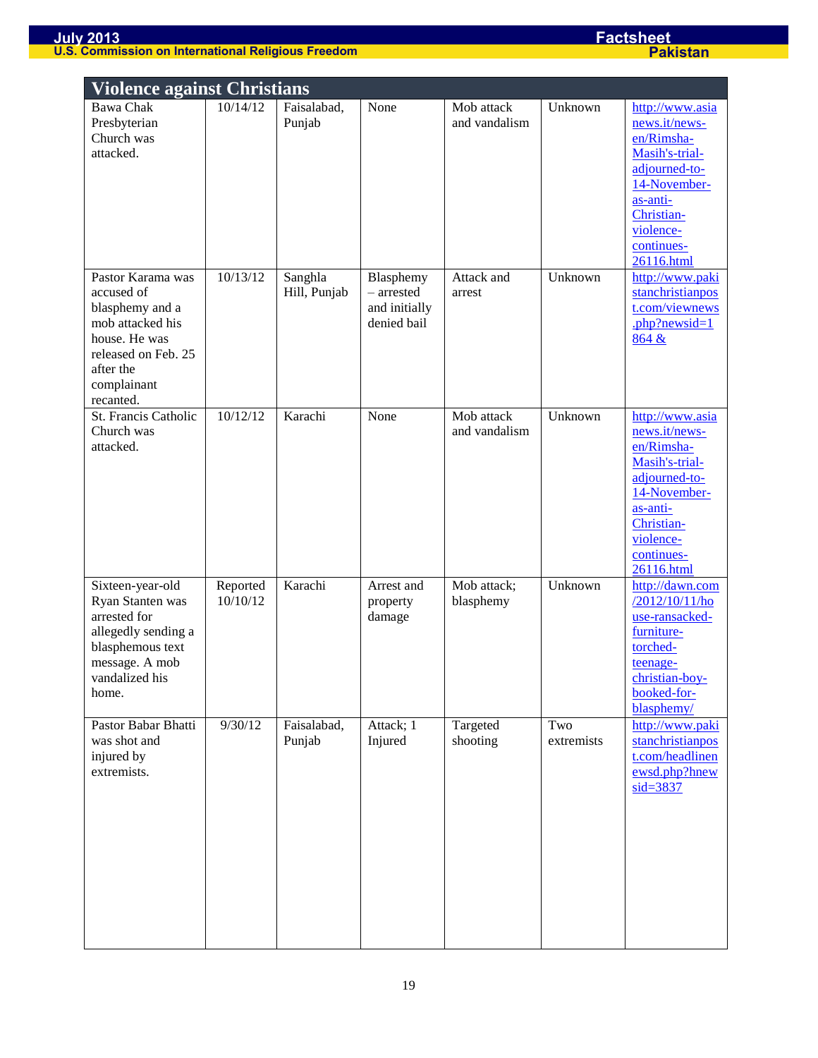| Violence against Christians | | | | | | |
|---|---|---|---|---|---|---|
| Bawa Chak Presbyterian Church was attacked. | 10/14/12 | Faisalabad, Punjab | None | Mob attack and vandalism | Unknown | http://www.asianews.it/news-en/Rimsha-Masih's-trial-adjourned-to-14-November-as-anti-Christian-violence-continues-26116.html |
| Pastor Karama was accused of blasphemy and a mob attacked his house. He was released on Feb. 25 after the complainant recanted. | 10/13/12 | Sanghla Hill, Punjab | Blasphemy – arrested and initially denied bail | Attack and arrest | Unknown | http://www.pakistanchristianpost.com/viewnews.php?newsid=1864 & |
| St. Francis Catholic Church was attacked. | 10/12/12 | Karachi | None | Mob attack and vandalism | Unknown | http://www.asianews.it/news-en/Rimsha-Masih's-trial-adjourned-to-14-November-as-anti-Christian-violence-continues-26116.html |
| Sixteen-year-old Ryan Stanten was arrested for allegedly sending a blasphemous text message. A mob vandalized his home. | Reported 10/10/12 | Karachi | Arrest and property damage | Mob attack; blasphemy | Unknown | http://dawn.com/2012/10/11/house-ransacked-furniture-torched-teenage-christian-boy-booked-for-blasphemy/ |
| Pastor Babar Bhatti was shot and injured by extremists. | 9/30/12 | Faisalabad, Punjab | Attack; 1 Injured | Targeted shooting | Two extremists | http://www.pakistanchristianpost.com/headlinenewsd.php?hnewsid=3837 |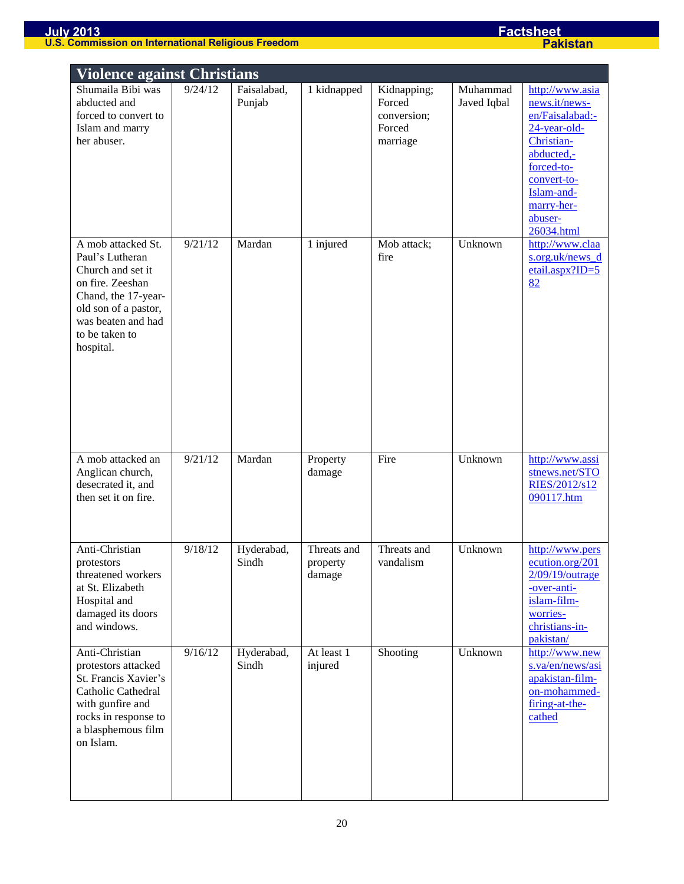## Violence against Christians

| | | | | | | |
|---|---|---|---|---|---|---|
| Shumaila Bibi was abducted and forced to convert to Islam and marry her abuser. | 9/24/12 | Faisalabad, Punjab | 1 kidnapped | Kidnapping; Forced conversion; Forced marriage | Muhammad Javed Iqbal | http://www.asianews.it/news-en/Faisalabad:-24-year-old-Christian-abducted,-forced-to-convert-to-Islam-and-marry-her-abuser-26034.html |
| A mob attacked St. Paul's Lutheran Church and set it on fire. Zeeshan Chand, the 17-year-old son of a pastor, was beaten and had to be taken to hospital. | 9/21/12 | Mardan | 1 injured | Mob attack; fire | Unknown | http://www.claas.org.uk/news_detail.aspx?ID=582 |
| A mob attacked an Anglican church, desecrated it, and then set it on fire. | 9/21/12 | Mardan | Property damage | Fire | Unknown | http://www.assistnews.net/STORIES/2012/s12090117.htm |
| Anti-Christian protestors threatened workers at St. Elizabeth Hospital and damaged its doors and windows. | 9/18/12 | Hyderabad, Sindh | Threats and property damage | Threats and vandalism | Unknown | http://www.persecution.org/2012/09/19/outrage-over-anti-islam-film-worries-christians-in-pakistan/ |
| Anti-Christian protestors attacked St. Francis Xavier's Catholic Cathedral with gunfire and rocks in response to a blasphemous film on Islam. | 9/16/12 | Hyderabad, Sindh | At least 1 injured | Shooting | Unknown | http://www.news.va/en/news/asiapakistan-film-on-mohammed-firing-at-the-cathed |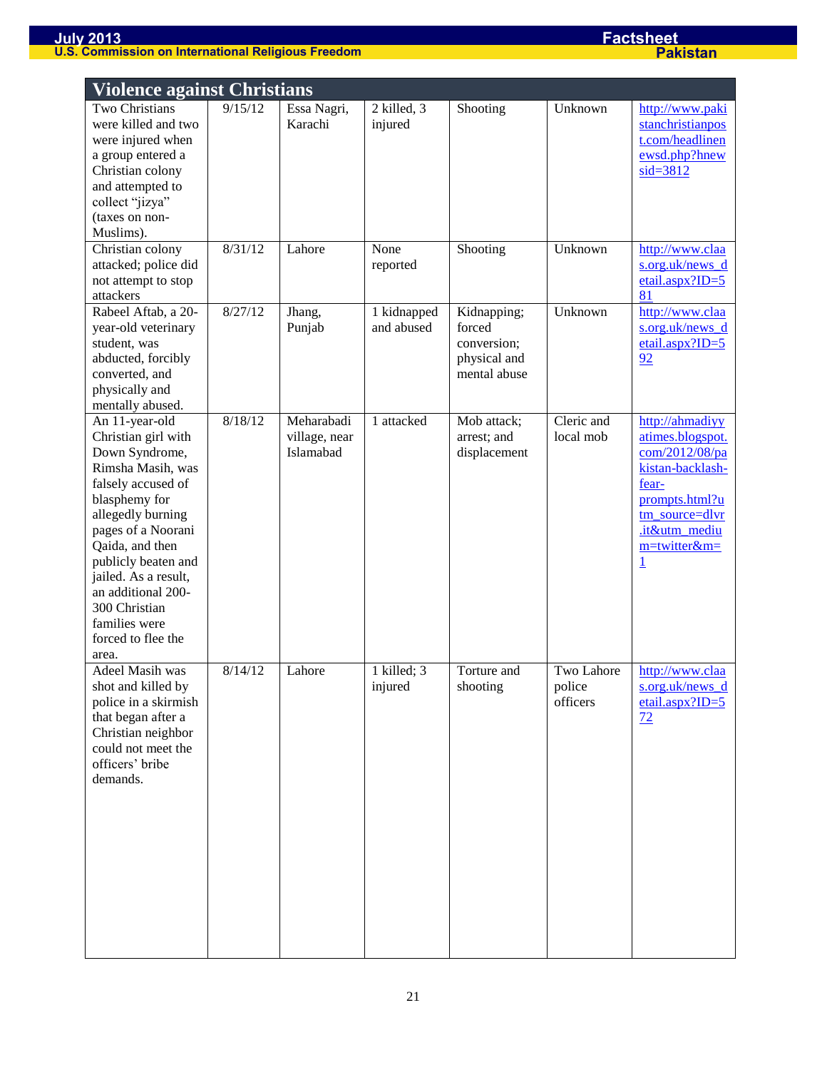## Violence against Christians

| | | | | | | |
|---|---|---|---|---|---|---|
| Two Christians were killed and two were injured when a group entered a Christian colony and attempted to collect "jizya" (taxes on non-Muslims). | 9/15/12 | Essa Nagri, Karachi | 2 killed, 3 injured | Shooting | Unknown | http://www.pakistanchristianpost.com/headlinenewsd.php?hnewsid=3812 |
| Christian colony attacked; police did not attempt to stop attackers | 8/31/12 | Lahore | None reported | Shooting | Unknown | http://www.claas.org.uk/news_detail.aspx?ID=581 |
| Rabeel Aftab, a 20-year-old veterinary student, was abducted, forcibly converted, and physically and mentally abused. | 8/27/12 | Jhang, Punjab | 1 kidnapped and abused | Kidnapping; forced conversion; physical and mental abuse | Unknown | http://www.claas.org.uk/news_detail.aspx?ID=592 |
| An 11-year-old Christian girl with Down Syndrome, Rimsha Masih, was falsely accused of blasphemy for allegedly burning pages of a Noorani Qaida, and then publicly beaten and jailed. As a result, an additional 200-300 Christian families were forced to flee the area. | 8/18/12 | Meharabadi village, near Islamabad | 1 attacked | Mob attack; arrest; and displacement | Cleric and local mob | http://ahmadiyyatimes.blogspot.com/2012/08/pakistan-backlash-fear-prompts.html?utm_source=dlvr.it&utm_medium=twitter&m=1 |
| Adeel Masih was shot and killed by police in a skirmish that began after a Christian neighbor could not meet the officers' bribe demands. | 8/14/12 | Lahore | 1 killed; 3 injured | Torture and shooting | Two Lahore police officers | http://www.claas.org.uk/news_detail.aspx?ID=572 |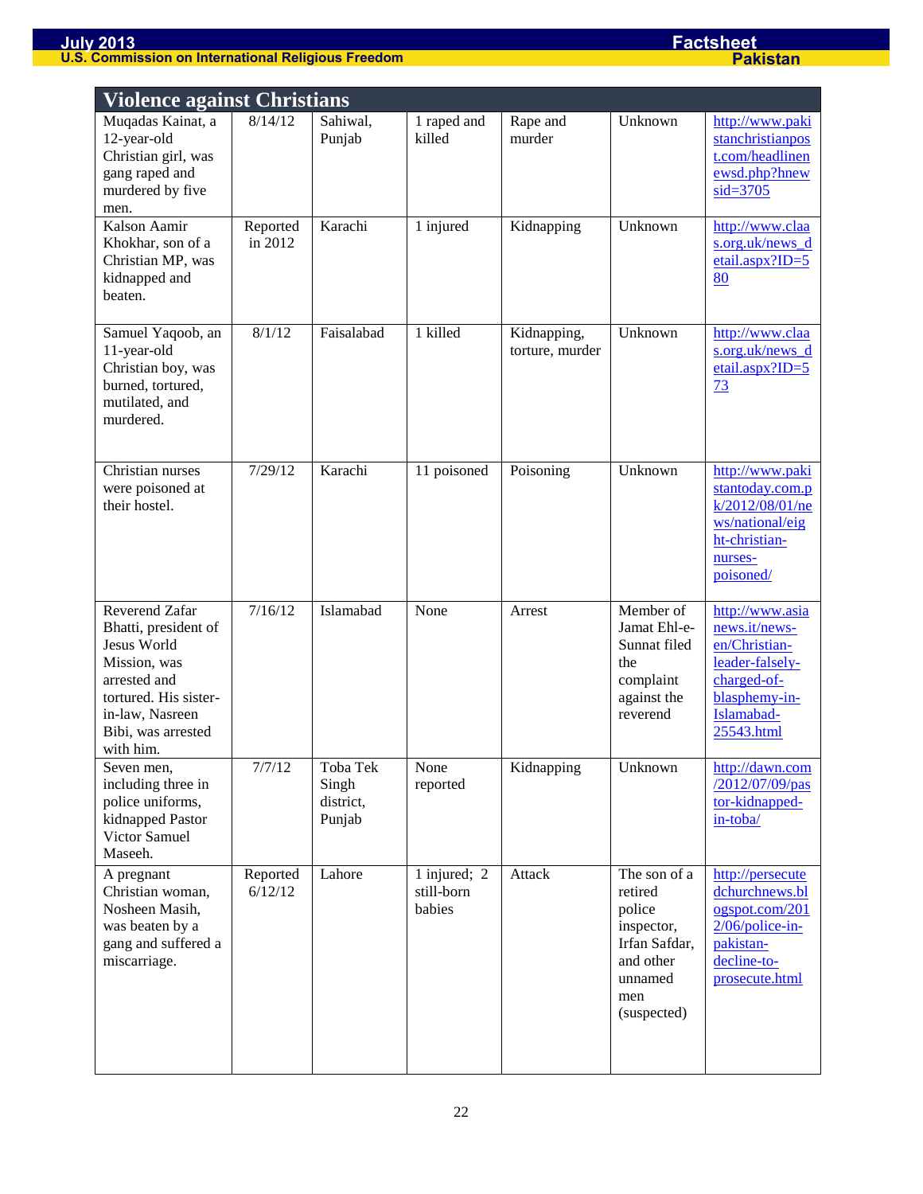## Violence against Christians

| | | | | | | |
|---|---|---|---|---|---|---|
| Muqadas Kainat, a 12-year-old Christian girl, was gang raped and murdered by five men. | 8/14/12 | Sahiwal, Punjab | 1 raped and killed | Rape and murder | Unknown | http://www.pakistanchristianpost.com/headlinenewsd.php?hnewsid=3705 |
| Kalson Aamir Khokhar, son of a Christian MP, was kidnapped and beaten. | Reported in 2012 | Karachi | 1 injured | Kidnapping | Unknown | http://www.claas.org.uk/news_detail.aspx?ID=580 |
| Samuel Yaqoob, an 11-year-old Christian boy, was burned, tortured, mutilated, and murdered. | 8/1/12 | Faisalabad | 1 killed | Kidnapping, torture, murder | Unknown | http://www.claas.org.uk/news_detail.aspx?ID=573 |
| Christian nurses were poisoned at their hostel. | 7/29/12 | Karachi | 11 poisoned | Poisoning | Unknown | http://www.pakistantoday.com.pk/2012/08/01/news/national/eight-christian-nurses-poisoned/ |
| Reverend Zafar Bhatti, president of Jesus World Mission, was arrested and tortured. His sister-in-law, Nasreen Bibi, was arrested with him. | 7/16/12 | Islamabad | None | Arrest | Member of Jamat Ehl-e-Sunnat filed the complaint against the reverend | http://www.asianews.it/news-en/Christian-leader-falsely-charged-of-blasphemy-in-Islamabad-25543.html |
| Seven men, including three in police uniforms, kidnapped Pastor Victor Samuel Maseeh. | 7/7/12 | Toba Tek Singh district, Punjab | None reported | Kidnapping | Unknown | http://dawn.com/2012/07/09/pastor-kidnapped-in-toba/ |
| A pregnant Christian woman, Nosheen Masih, was beaten by a gang and suffered a miscarriage. | Reported 6/12/12 | Lahore | 1 injured; 2 still-born babies | Attack | The son of a retired police inspector, Irfan Safdar, and other unnamed men (suspected) | http://persecutedchurchnews.blogspot.com/2012/06/police-in-pakistan-decline-to-prosecute.html |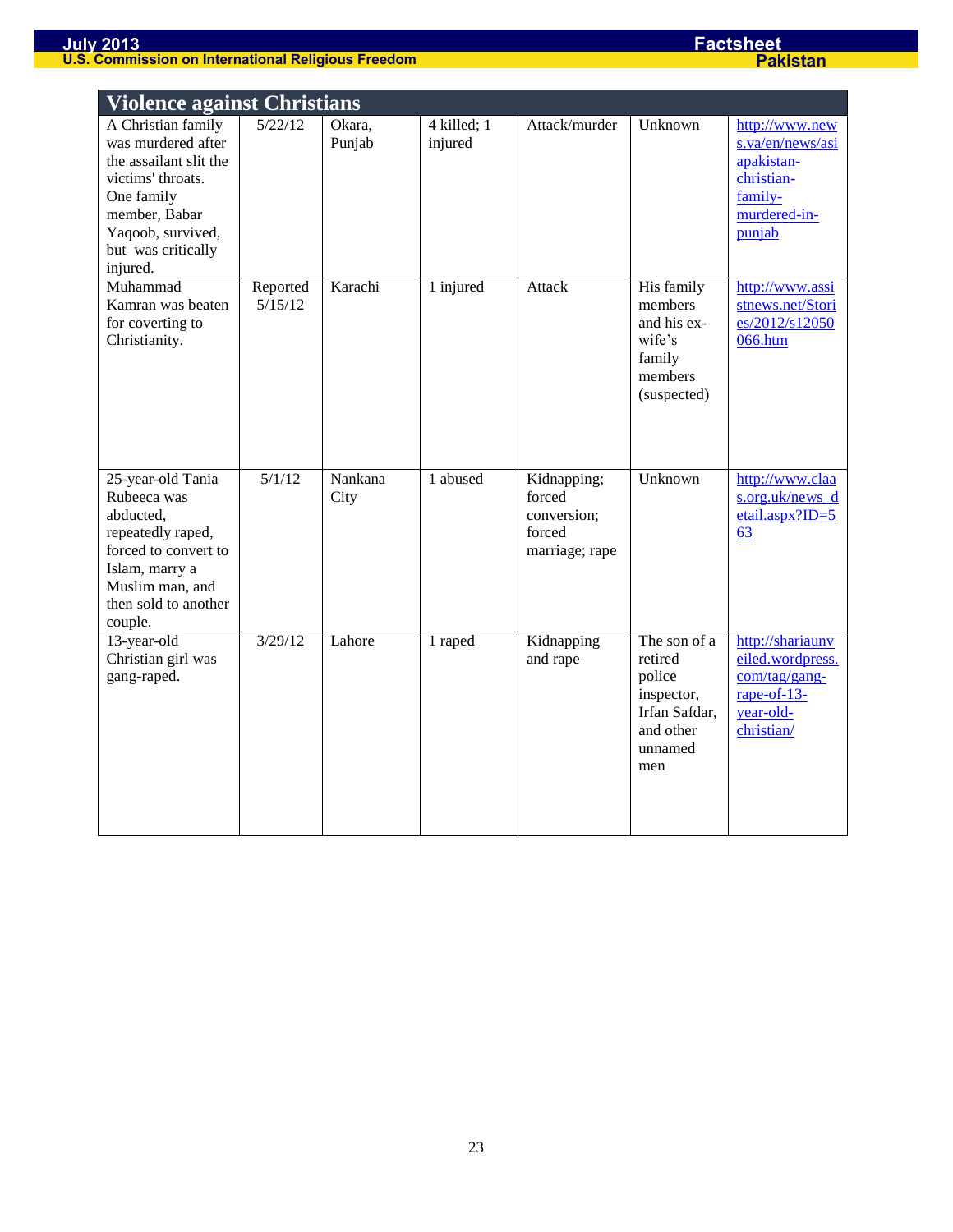| Violence against Christians | | | | | | |
|---|---|---|---|---|---|---|
| A Christian family was murdered after the assailant slit the victims' throats. One family member, Babar Yaqoob, survived, but was critically injured. | 5/22/12 | Okara, Punjab | 4 killed; 1 injured | Attack/murder | Unknown | http://www.news.va/en/news/asiapakistan-christian-family-murdered-in-punjab |
| Muhammad Kamran was beaten for coverting to Christianity. | Reported 5/15/12 | Karachi | 1 injured | Attack | His family members and his ex-wife's family members (suspected) | http://www.asistnews.net/Stories/2012/s12050066.htm |
| 25-year-old Tania Rubeeca was abducted, repeatedly raped, forced to convert to Islam, marry a Muslim man, and then sold to another couple. | 5/1/12 | Nankana City | 1 abused | Kidnapping; forced conversion; forced marriage; rape | Unknown | http://www.claas.org.uk/news_detail.aspx?ID=563 |
| 13-year-old Christian girl was gang-raped. | 3/29/12 | Lahore | 1 raped | Kidnapping and rape | The son of a retired police inspector, Irfan Safdar, and other unnamed men | http://shariaunveiled.wordpress.com/tag/gang-rape-of-13-year-old-christian/ |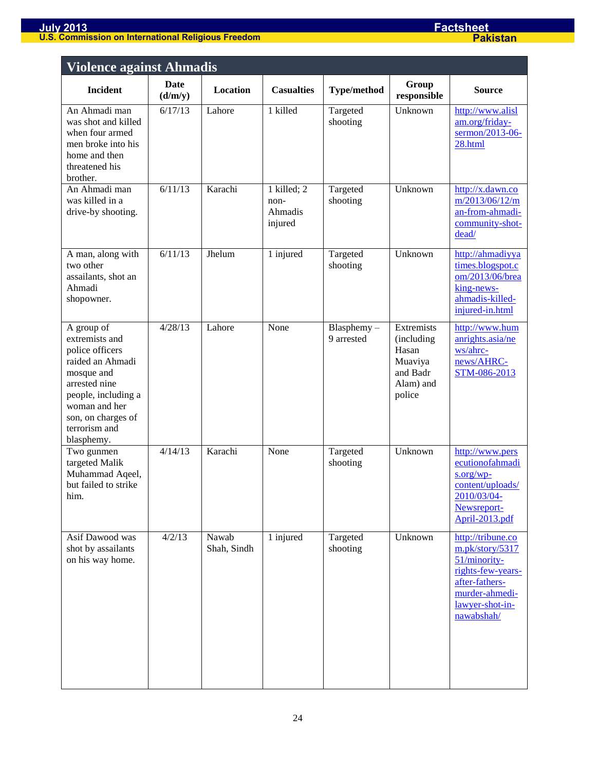## Violence against Ahmadis

| Incident | Date (d/m/y) | Location | Casualties | Type/method | Group responsible | Source |
|---|---|---|---|---|---|---|
| An Ahmadi man was shot and killed when four armed men broke into his home and then threatened his brother. | 6/17/13 | Lahore | 1 killed | Targeted shooting | Unknown | http://www.alislam.org/friday-sermon/2013-06-28.html |
| An Ahmadi man was killed in a drive-by shooting. | 6/11/13 | Karachi | 1 killed; 2 non-Ahmadis injured | Targeted shooting | Unknown | http://x.dawn.com/2013/06/12/man-from-ahmadi-community-shot-dead/ |
| A man, along with two other assailants, shot an Ahmadi shopowner. | 6/11/13 | Jhelum | 1 injured | Targeted shooting | Unknown | http://ahmadiyyatimes.blogspot.com/2013/06/breaking-news-ahmadis-killed-injured-in.html |
| A group of extremists and police officers raided an Ahmadi mosque and arrested nine people, including a woman and her son, on charges of terrorism and blasphemy. | 4/28/13 | Lahore | None | Blasphemy – 9 arrested | Extremists (including Hasan Muaviya and Badr Alam) and police | http://www.humanrights.asia/news/ahrc-news/AHRC-STM-086-2013 |
| Two gunmen targeted Malik Muhammad Aqeel, but failed to strike him. | 4/14/13 | Karachi | None | Targeted shooting | Unknown | http://www.persecutionofahmadis.org/wp-content/uploads/2010/03/04-Newsreport-April-2013.pdf |
| Asif Dawood was shot by assailants on his way home. | 4/2/13 | Nawab Shah, Sindh | 1 injured | Targeted shooting | Unknown | http://tribune.com.pk/story/531751/minority-rights-few-years-after-fathers-murder-ahmedi-lawyer-shot-in-nawabshah/ |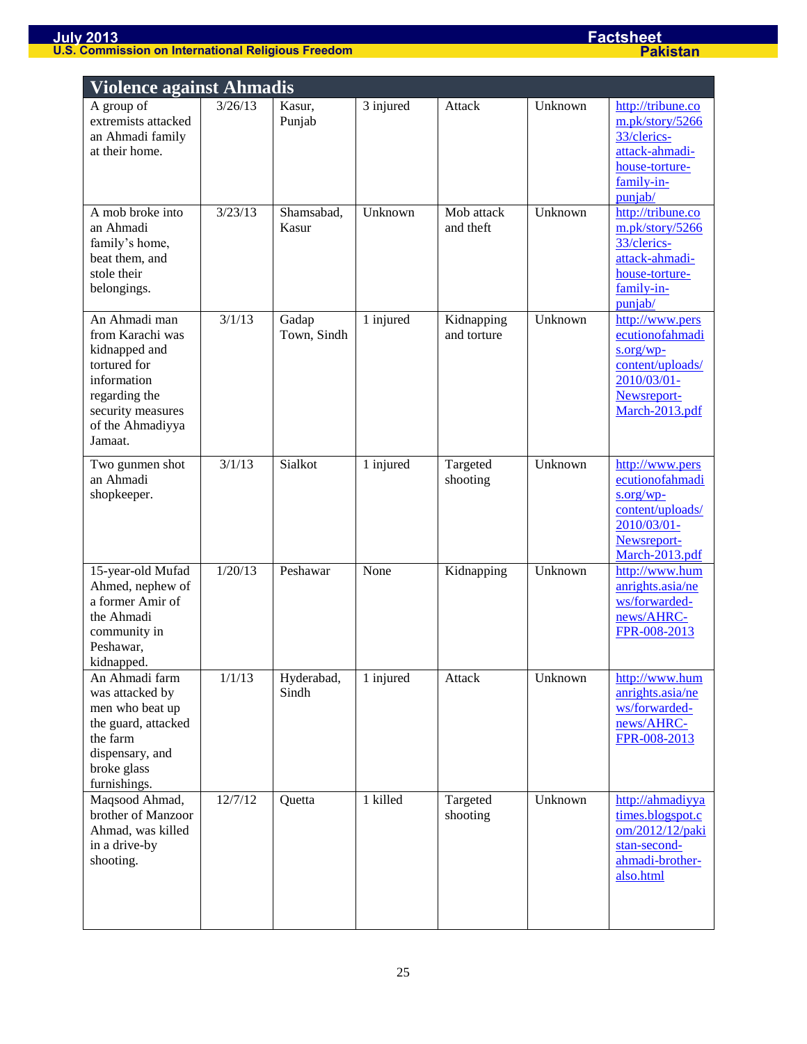## Violence against Ahmadis

| | | | | | | |
|---|---|---|---|---|---|---|
| A group of extremists attacked an Ahmadi family at their home. | 3/26/13 | Kasur, Punjab | 3 injured | Attack | Unknown | http://tribune.com.pk/story/526633/clerics-attack-ahmadi-house-torture-family-in-punjab/ |
| A mob broke into an Ahmadi family's home, beat them, and stole their belongings. | 3/23/13 | Shamsabad, Kasur | Unknown | Mob attack and theft | Unknown | http://tribune.com.pk/story/526633/clerics-attack-ahmadi-house-torture-family-in-punjab/ |
| An Ahmadi man from Karachi was kidnapped and tortured for information regarding the security measures of the Ahmadiyya Jamaat. | 3/1/13 | Gadap Town, Sindh | 1 injured | Kidnapping and torture | Unknown | http://www.persecutionofahmadis.org/wp-content/uploads/2010/03/01-Newsreport-March-2013.pdf |
| Two gunmen shot an Ahmadi shopkeeper. | 3/1/13 | Sialkot | 1 injured | Targeted shooting | Unknown | http://www.persecutionofahmadis.org/wp-content/uploads/2010/03/01-Newsreport-March-2013.pdf |
| 15-year-old Mufad Ahmed, nephew of a former Amir of the Ahmadi community in Peshawar, kidnapped. | 1/20/13 | Peshawar | None | Kidnapping | Unknown | http://www.humanrights.asia/news/forwarded-news/AHRC-FPR-008-2013 |
| An Ahmadi farm was attacked by men who beat up the guard, attacked the farm dispensary, and broke glass furnishings. | 1/1/13 | Hyderabad, Sindh | 1 injured | Attack | Unknown | http://www.humanrights.asia/news/forwarded-news/AHRC-FPR-008-2013 |
| Maqsood Ahmad, brother of Manzoor Ahmad, was killed in a drive-by shooting. | 12/7/12 | Quetta | 1 killed | Targeted shooting | Unknown | http://ahmadiyyatimes.blogspot.com/2012/12/pakistan-second-ahmadi-brother-also.html |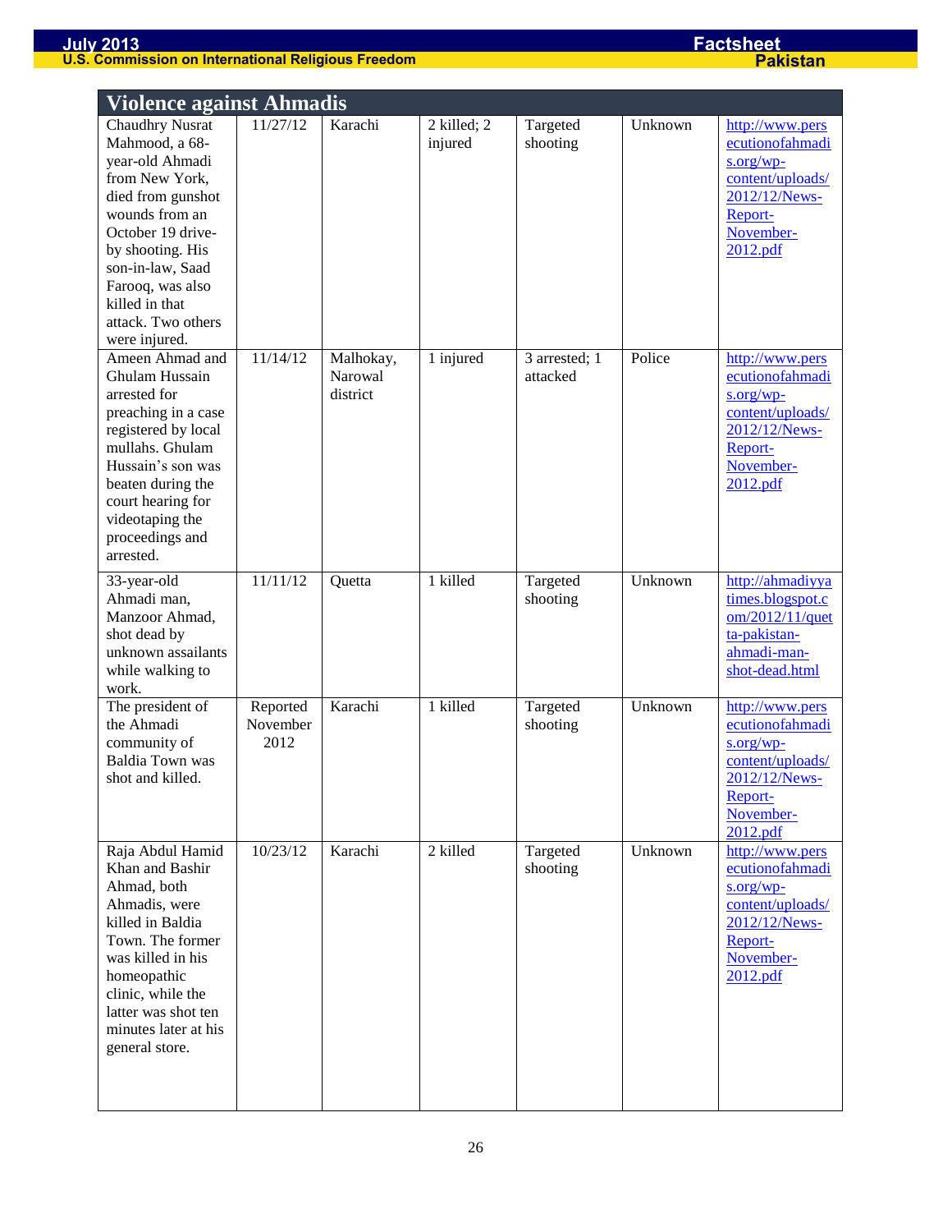| Violence against Ahmadis | | | | | | |
|---|---|---|---|---|---|---|
| Chaudhry Nusrat Mahmood, a 68-year-old Ahmadi from New York, died from gunshot wounds from an October 19 drive-by shooting. His son-in-law, Saad Farooq, was also killed in that attack. Two others were injured. | 11/27/12 | Karachi | 2 killed; 2 injured | Targeted shooting | Unknown | http://www.persecutionofahmadis.org/wp-content/uploads/2012/12/News-Report-November-2012.pdf |
| Ameen Ahmad and Ghulam Hussain arrested for preaching in a case registered by local mullahs. Ghulam Hussain's son was beaten during the court hearing for videotaping the proceedings and arrested. | 11/14/12 | Malhokay, Narowal district | 1 injured | 3 arrested; 1 attacked | Police | http://www.persecutionofahmadis.org/wp-content/uploads/2012/12/News-Report-November-2012.pdf |
| 33-year-old Ahmadi man, Manzoor Ahmad, shot dead by unknown assailants while walking to work. | 11/11/12 | Quetta | 1 killed | Targeted shooting | Unknown | http://ahmadiyyatimes.blogspot.com/2012/11/quetta-pakistan-ahmadi-man-shot-dead.html |
| The president of the Ahmadi community of Baldia Town was shot and killed. | Reported November 2012 | Karachi | 1 killed | Targeted shooting | Unknown | http://www.persecutionofahmadis.org/wp-content/uploads/2012/12/News-Report-November-2012.pdf |
| Raja Abdul Hamid Khan and Bashir Ahmad, both Ahmadis, were killed in Baldia Town. The former was killed in his homeopathic clinic, while the latter was shot ten minutes later at his general store. | 10/23/12 | Karachi | 2 killed | Targeted shooting | Unknown | http://www.persecutionofahmadis.org/wp-content/uploads/2012/12/News-Report-November-2012.pdf |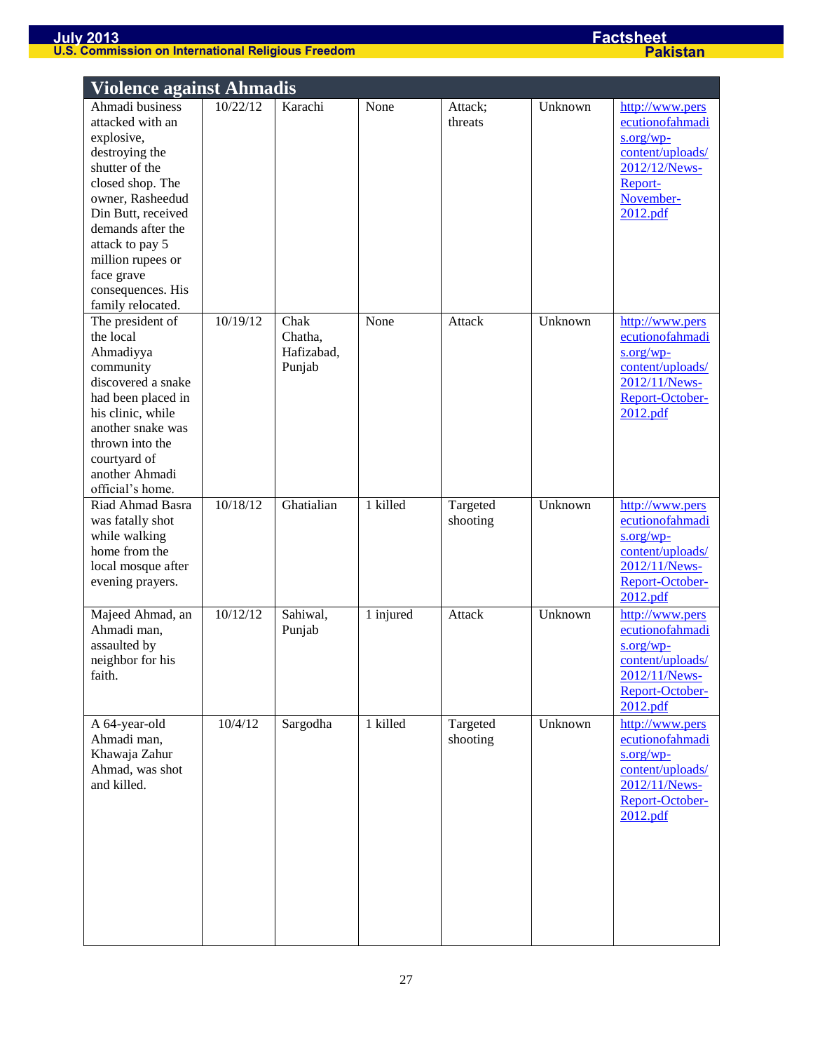## Violence against Ahmadis

| | | | | | | |
|---|---|---|---|---|---|---|
| Ahmadi business attacked with an explosive, destroying the shutter of the closed shop. The owner, Rasheedud Din Butt, received demands after the attack to pay 5 million rupees or face grave consequences. His family relocated. | 10/22/12 | Karachi | None | Attack; threats | Unknown | http://www.persecutionofahmadis.org/wp-content/uploads/2012/12/News-Report-November-2012.pdf |
| The president of the local Ahmadiyya community discovered a snake had been placed in his clinic, while another snake was thrown into the courtyard of another Ahmadi official's home. | 10/19/12 | Chak Chatha, Hafizabad, Punjab | None | Attack | Unknown | http://www.persecutionofahmadis.org/wp-content/uploads/2012/11/News-Report-October-2012.pdf |
| Riad Ahmad Basra was fatally shot while walking home from the local mosque after evening prayers. | 10/18/12 | Ghatialian | 1 killed | Targeted shooting | Unknown | http://www.persecutionofahmadis.org/wp-content/uploads/2012/11/News-Report-October-2012.pdf |
| Majeed Ahmad, an Ahmadi man, assaulted by neighbor for his faith. | 10/12/12 | Sahiwal, Punjab | 1 injured | Attack | Unknown | http://www.persecutionofahmadis.org/wp-content/uploads/2012/11/News-Report-October-2012.pdf |
| A 64-year-old Ahmadi man, Khawaja Zahur Ahmad, was shot and killed. | 10/4/12 | Sargodha | 1 killed | Targeted shooting | Unknown | http://www.persecutionofahmadis.org/wp-content/uploads/2012/11/News-Report-October-2012.pdf |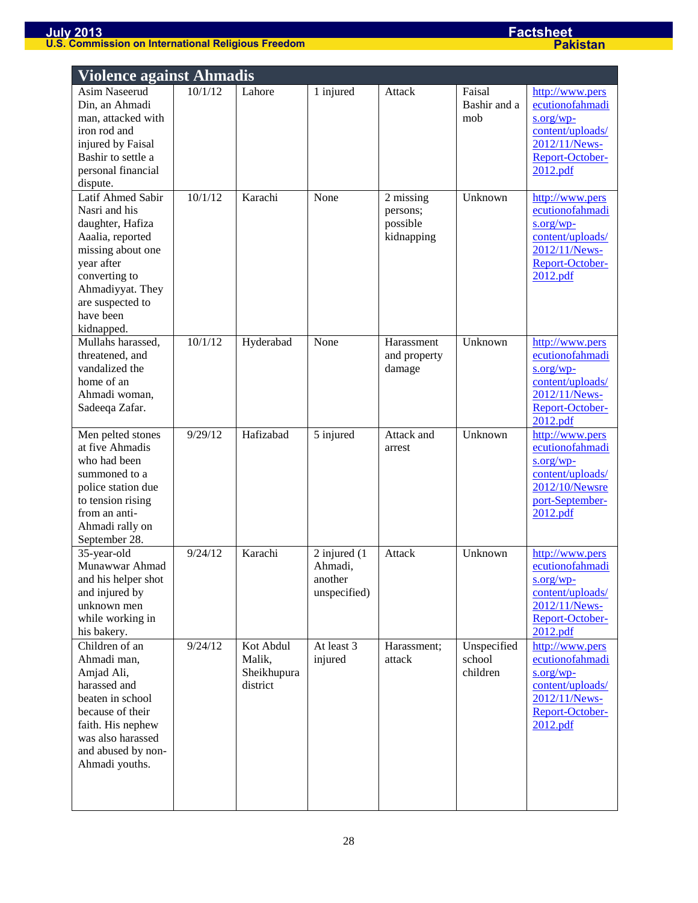## Violence against Ahmadis

| | | | | | | |
|---|---|---|---|---|---|---|
| Asim Naseerud Din, an Ahmadi man, attacked with iron rod and injured by Faisal Bashir to settle a personal financial dispute. | 10/1/12 | Lahore | 1 injured | Attack | Faisal Bashir and a mob | http://www.persecutionofahmadis.org/wp-content/uploads/2012/11/News-Report-October-2012.pdf |
| Latif Ahmed Sabir Nasri and his daughter, Hafiza Aaalia, reported missing about one year after converting to Ahmadiyyat. They are suspected to have been kidnapped. | 10/1/12 | Karachi | None | 2 missing persons; possible kidnapping | Unknown | http://www.persecutionofahmadis.org/wp-content/uploads/2012/11/News-Report-October-2012.pdf |
| Mullahs harassed, threatened, and vandalized the home of an Ahmadi woman, Sadeeqa Zafar. | 10/1/12 | Hyderabad | None | Harassment and property damage | Unknown | http://www.persecutionofahmadis.org/wp-content/uploads/2012/11/News-Report-October-2012.pdf |
| Men pelted stones at five Ahmadis who had been summoned to a police station due to tension rising from an anti-Ahmadi rally on September 28. | 9/29/12 | Hafizabad | 5 injured | Attack and arrest | Unknown | http://www.persecutionofahmadis.org/wp-content/uploads/2012/10/Newsreport-September-2012.pdf |
| 35-year-old Munawwar Ahmad and his helper shot and injured by unknown men while working in his bakery. | 9/24/12 | Karachi | 2 injured (1 Ahmadi, another unspecified) | Attack | Unknown | http://www.persecutionofahmadis.org/wp-content/uploads/2012/11/News-Report-October-2012.pdf |
| Children of an Ahmadi man, Amjad Ali, harassed and beaten in school because of their faith. His nephew was also harassed and abused by non-Ahmadi youths. | 9/24/12 | Kot Abdul Malik, Sheikhupura district | At least 3 injured | Harassment; attack | Unspecified school children | http://www.persecutionofahmadis.org/wp-content/uploads/2012/11/News-Report-October-2012.pdf |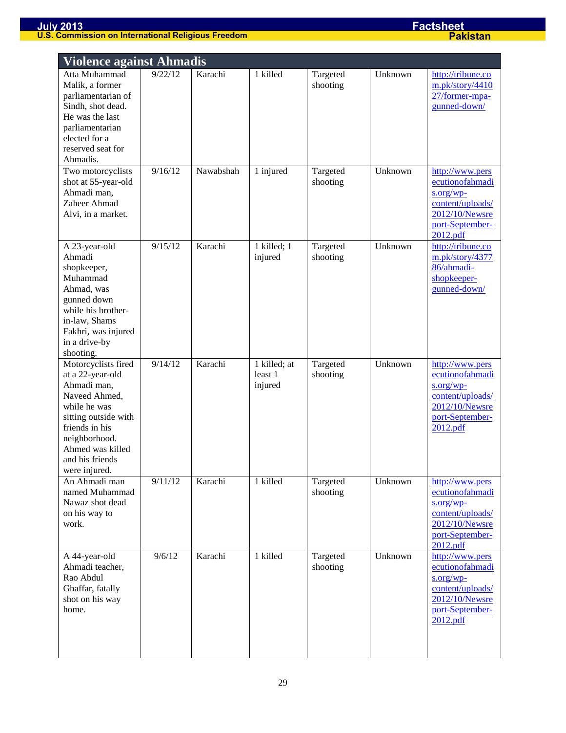| Violence against Ahmadis | | | | | | |
|---|---|---|---|---|---|---|
| Atta Muhammad Malik, a former parliamentarian of Sindh, shot dead. He was the last parliamentarian elected for a reserved seat for Ahmadis. | 9/22/12 | Karachi | 1 killed | Targeted shooting | Unknown | http://tribune.com.pk/story/441027/former-mpa-gunned-down/ |
| Two motorcyclists shot at 55-year-old Ahmadi man, Zaheer Ahmad Alvi, in a market. | 9/16/12 | Nawabshah | 1 injured | Targeted shooting | Unknown | http://www.persecutionofahmadis.org/wp-content/uploads/2012/10/Newsreport-September-2012.pdf |
| A 23-year-old Ahmadi shopkeeper, Muhammad Ahmad, was gunned down while his brother-in-law, Shams Fakhri, was injured in a drive-by shooting. | 9/15/12 | Karachi | 1 killed; 1 injured | Targeted shooting | Unknown | http://tribune.com.pk/story/437786/ahmadi-shopkeeper-gunned-down/ |
| Motorcyclists fired at a 22-year-old Ahmadi man, Naveed Ahmed, while he was sitting outside with friends in his neighborhood. Ahmed was killed and his friends were injured. | 9/14/12 | Karachi | 1 killed; at least 1 injured | Targeted shooting | Unknown | http://www.persecutionofahmadis.org/wp-content/uploads/2012/10/Newsreport-September-2012.pdf |
| An Ahmadi man named Muhammad Nawaz shot dead on his way to work. | 9/11/12 | Karachi | 1 killed | Targeted shooting | Unknown | http://www.persecutionofahmadis.org/wp-content/uploads/2012/10/Newsreport-September-2012.pdf |
| A 44-year-old Ahmadi teacher, Rao Abdul Ghaffar, fatally shot on his way home. | 9/6/12 | Karachi | 1 killed | Targeted shooting | Unknown | http://www.persecutionofahmadis.org/wp-content/uploads/2012/10/Newsreport-September-2012.pdf |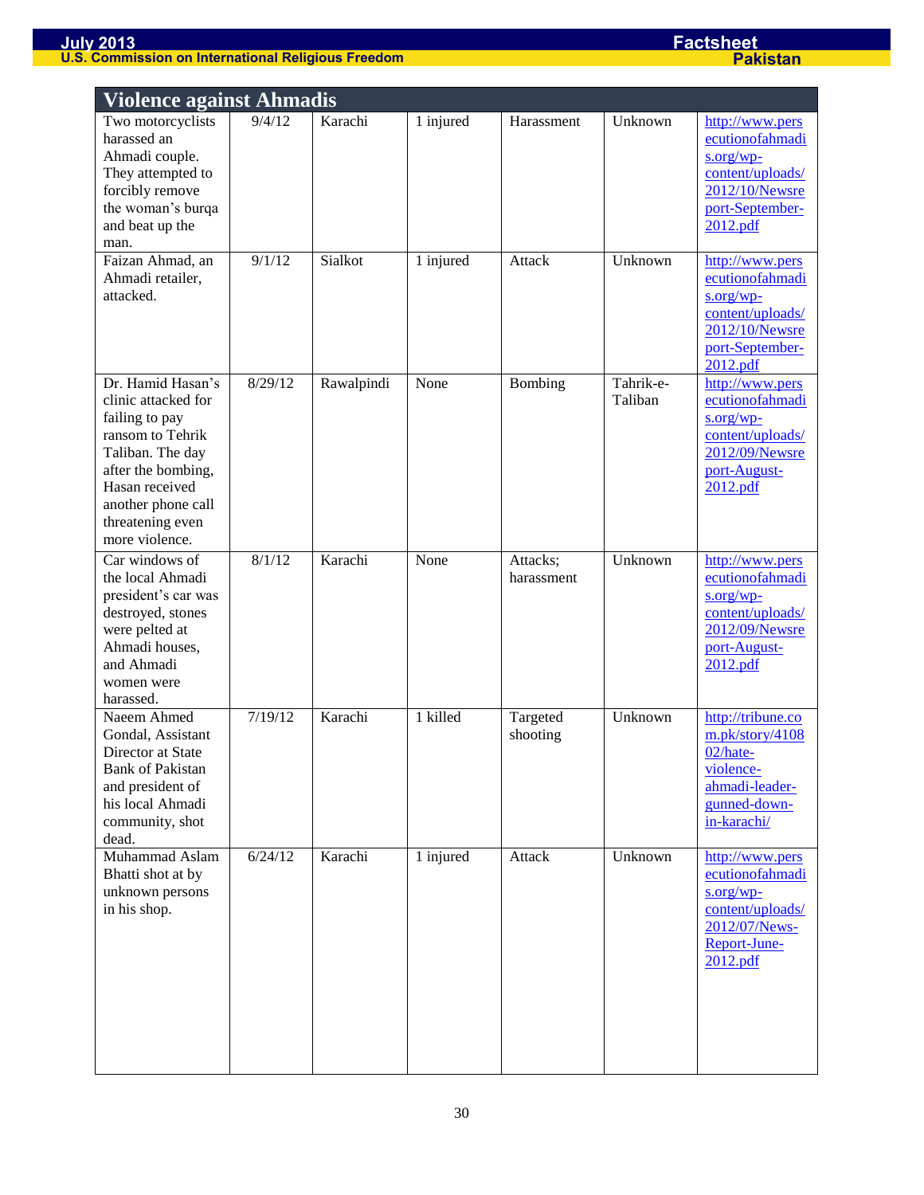| Violence against Ahmadis | | | | | | |
|---|---|---|---|---|---|---|
| Two motorcyclists harassed an Ahmadi couple. They attempted to forcibly remove the woman's burqa and beat up the man. | 9/4/12 | Karachi | 1 injured | Harassment | Unknown | http://www.persecutionofahmadis.org/wp-content/uploads/2012/10/Newsreport-September-2012.pdf |
| Faizan Ahmad, an Ahmadi retailer, attacked. | 9/1/12 | Sialkot | 1 injured | Attack | Unknown | http://www.persecutionofahmadis.org/wp-content/uploads/2012/10/Newsreport-September-2012.pdf |
| Dr. Hamid Hasan's clinic attacked for failing to pay ransom to Tehrik Taliban. The day after the bombing, Hasan received another phone call threatening even more violence. | 8/29/12 | Rawalpindi | None | Bombing | Tahrik-e-Taliban | http://www.persecutionofahmadis.org/wp-content/uploads/2012/09/Newsreport-August-2012.pdf |
| Car windows of the local Ahmadi president's car was destroyed, stones were pelted at Ahmadi houses, and Ahmadi women were harassed. | 8/1/12 | Karachi | None | Attacks; harassment | Unknown | http://www.persecutionofahmadis.org/wp-content/uploads/2012/09/Newsreport-August-2012.pdf |
| Naeem Ahmed Gondal, Assistant Director at State Bank of Pakistan and president of his local Ahmadi community, shot dead. | 7/19/12 | Karachi | 1 killed | Targeted shooting | Unknown | http://tribune.com.pk/story/410802/hate-violence-ahmadi-leader-gunned-down-in-karachi/ |
| Muhammad Aslam Bhatti shot at by unknown persons in his shop. | 6/24/12 | Karachi | 1 injured | Attack | Unknown | http://www.persecutionofahmadis.org/wp-content/uploads/2012/07/News-Report-June-2012.pdf |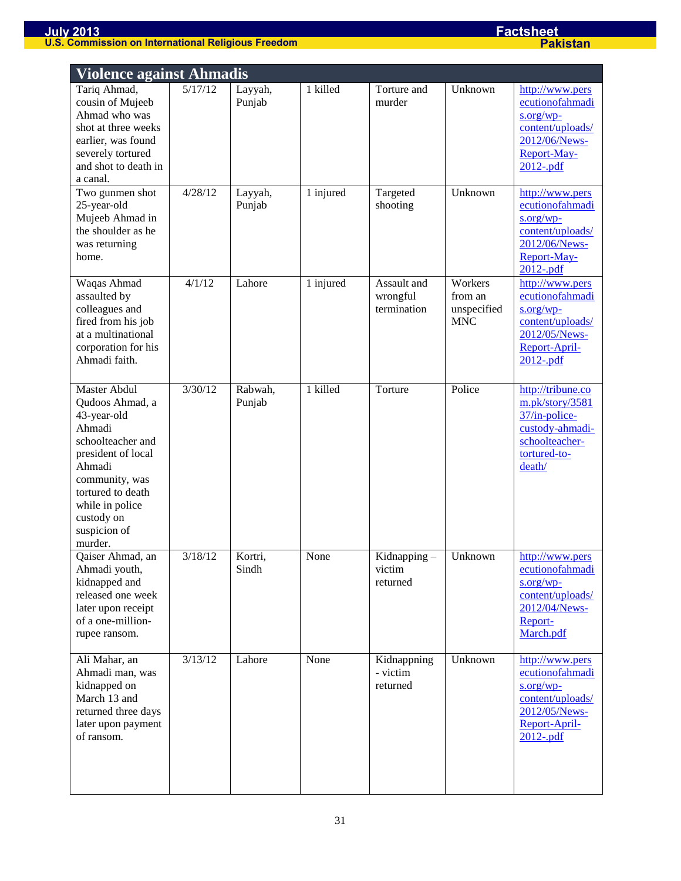## Violence against Ahmadis

| | | | | | | |
|---|---|---|---|---|---|---|
| Tariq Ahmad, cousin of Mujeeb Ahmad who was shot at three weeks earlier, was found severely tortured and shot to death in a canal. | 5/17/12 | Layyah, Punjab | 1 killed | Torture and murder | Unknown | http://www.persecutionofahmadis.org/wp-content/uploads/2012/06/News-Report-May-2012-.pdf |
| Two gunmen shot 25-year-old Mujeeb Ahmad in the shoulder as he was returning home. | 4/28/12 | Layyah, Punjab | 1 injured | Targeted shooting | Unknown | http://www.persecutionofahmadis.org/wp-content/uploads/2012/06/News-Report-May-2012-.pdf |
| Waqas Ahmad assaulted by colleagues and fired from his job at a multinational corporation for his Ahmadi faith. | 4/1/12 | Lahore | 1 injured | Assault and wrongful termination | Workers from an unspecified MNC | http://www.persecutionofahmadis.org/wp-content/uploads/2012/05/News-Report-April-2012-.pdf |
| Master Abdul Qudoos Ahmad, a 43-year-old Ahmadi schoolteacher and president of local Ahmadi community, was tortured to death while in police custody on suspicion of murder. | 3/30/12 | Rabwah, Punjab | 1 killed | Torture | Police | http://tribune.com.pk/story/358137/in-police-custody-ahmadi-schoolteacher-tortured-to-death/ |
| Qaiser Ahmad, an Ahmadi youth, kidnapped and released one week later upon receipt of a one-million-rupee ransom. | 3/18/12 | Kortri, Sindh | None | Kidnapping – victim returned | Unknown | http://www.persecutionofahmadis.org/wp-content/uploads/2012/04/News-Report-March.pdf |
| Ali Mahar, an Ahmadi man, was kidnapped on March 13 and returned three days later upon payment of ransom. | 3/13/12 | Lahore | None | Kidnappning - victim returned | Unknown | http://www.persecutionofahmadis.org/wp-content/uploads/2012/05/News-Report-April-2012-.pdf |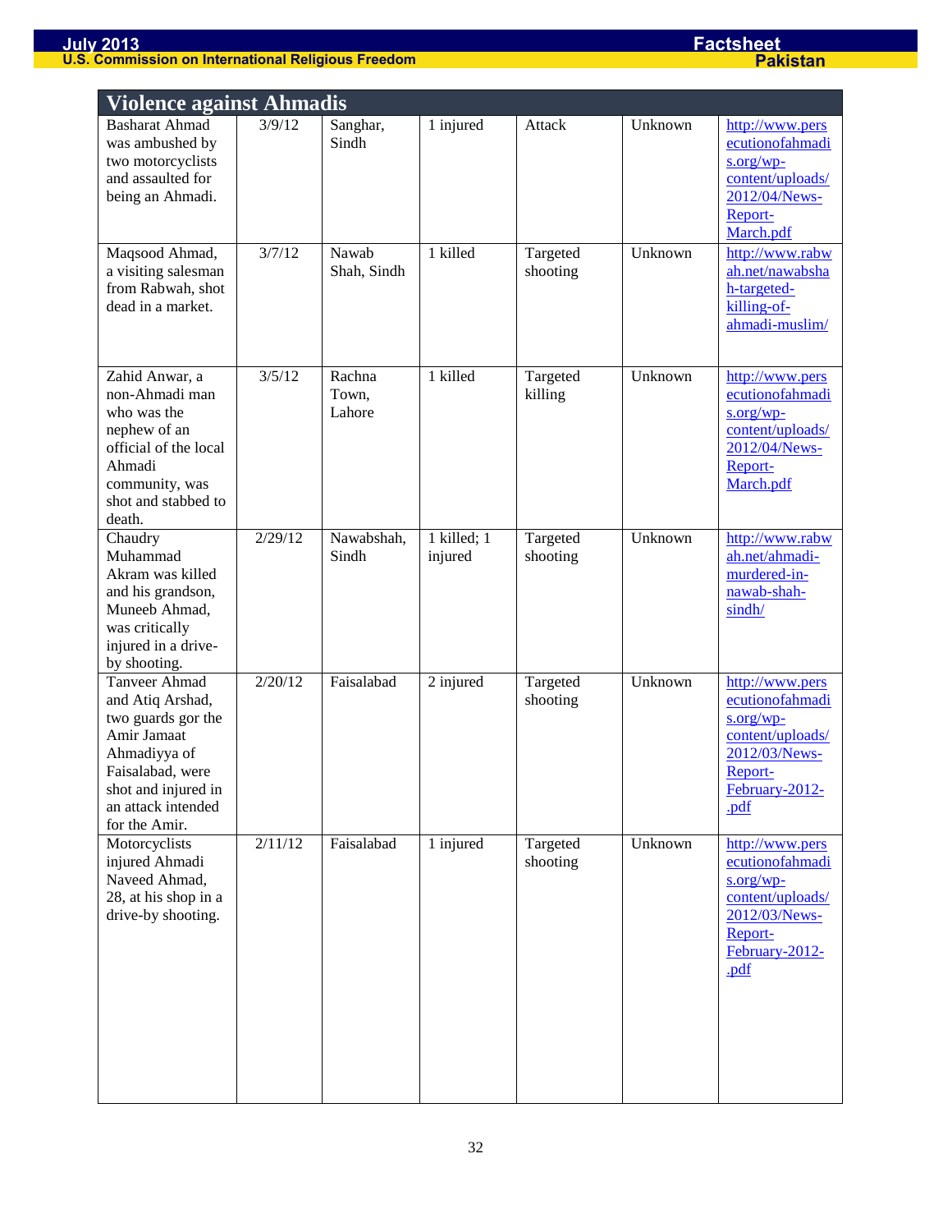## Violence against Ahmadis

| | | | | | | |
|---|---|---|---|---|---|---|
| Basharat Ahmad was ambushed by two motorcyclists and assaulted for being an Ahmadi. | 3/9/12 | Sanghar, Sindh | 1 injured | Attack | Unknown | http://www.persecutionofahmadis.org/wp-content/uploads/2012/04/News-Report-March.pdf |
| Maqsood Ahmad, a visiting salesman from Rabwah, shot dead in a market. | 3/7/12 | Nawab Shah, Sindh | 1 killed | Targeted shooting | Unknown | http://www.rabwah.net/nawabshah-targeted-killing-of-ahmadi-muslim/ |
| Zahid Anwar, a non-Ahmadi man who was the nephew of an official of the local Ahmadi community, was shot and stabbed to death. | 3/5/12 | Rachna Town, Lahore | 1 killed | Targeted killing | Unknown | http://www.persecutionofahmadis.org/wp-content/uploads/2012/04/News-Report-March.pdf |
| Chaudry Muhammad Akram was killed and his grandson, Muneeb Ahmad, was critically injured in a drive-by shooting. | 2/29/12 | Nawabshah, Sindh | 1 killed; 1 injured | Targeted shooting | Unknown | http://www.rabwah.net/ahmadi-murdered-in-nawab-shah-sindh/ |
| Tanveer Ahmad and Atiq Arshad, two guards gor the Amir Jamaat Ahmadiyya of Faisalabad, were shot and injured in an attack intended for the Amir. | 2/20/12 | Faisalabad | 2 injured | Targeted shooting | Unknown | http://www.persecutionofahmadis.org/wp-content/uploads/2012/03/News-Report-February-2012-.pdf |
| Motorcyclists injured Ahmadi Naveed Ahmad, 28, at his shop in a drive-by shooting. | 2/11/12 | Faisalabad | 1 injured | Targeted shooting | Unknown | http://www.persecutionofahmadis.org/wp-content/uploads/2012/03/News-Report-February-2012-.pdf |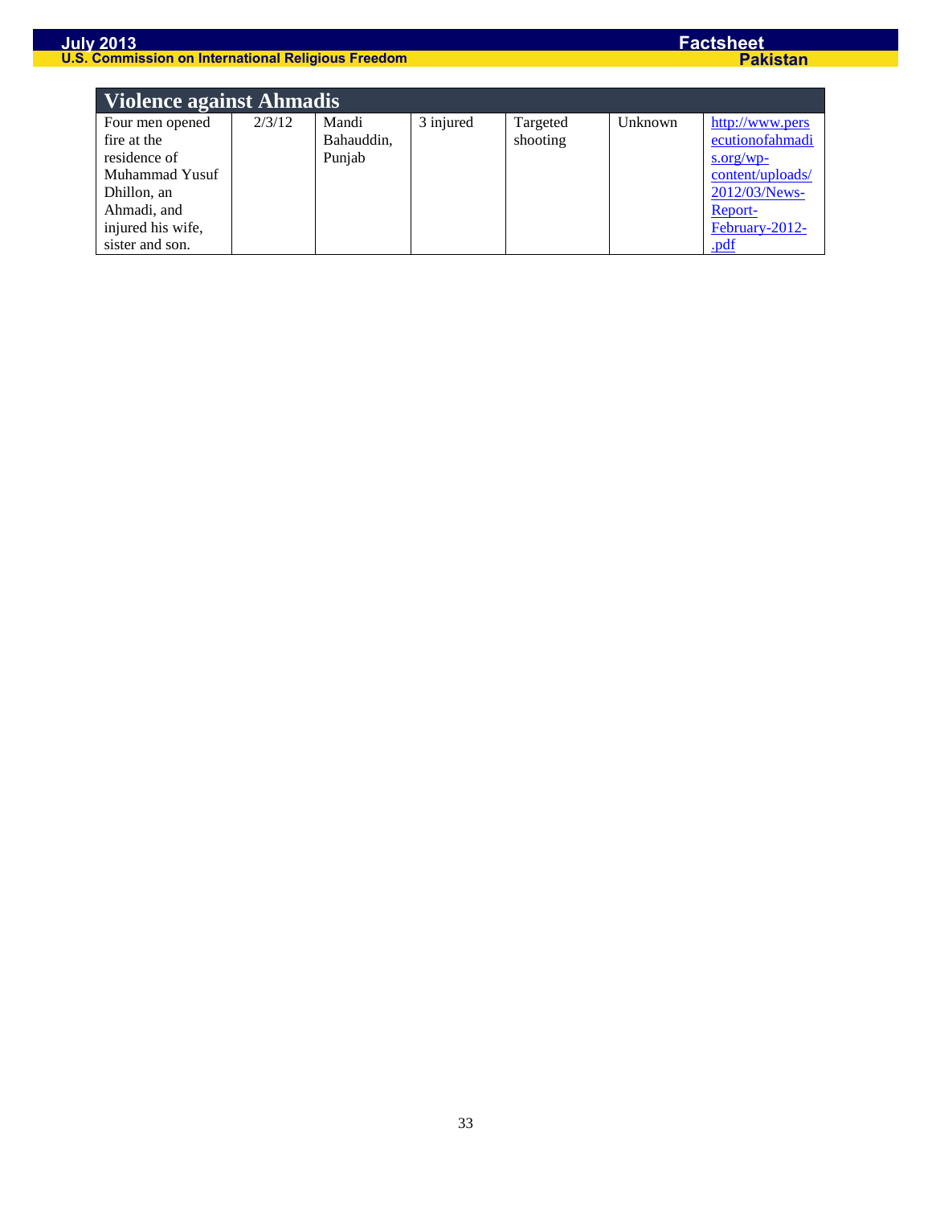| Violence against Ahmadis | | | | | | |
|---|---|---|---|---|---|---|
| Four men opened fire at the residence of Muhammad Yusuf Dhillon, an Ahmadi, and injured his wife, sister and son. | 2/3/12 | Mandi Bahauddin, Punjab | 3 injured | Targeted shooting | Unknown | http://www.persecutionofahmadis.org/wp-content/uploads/2012/03/News-Report-February-2012-.pdf |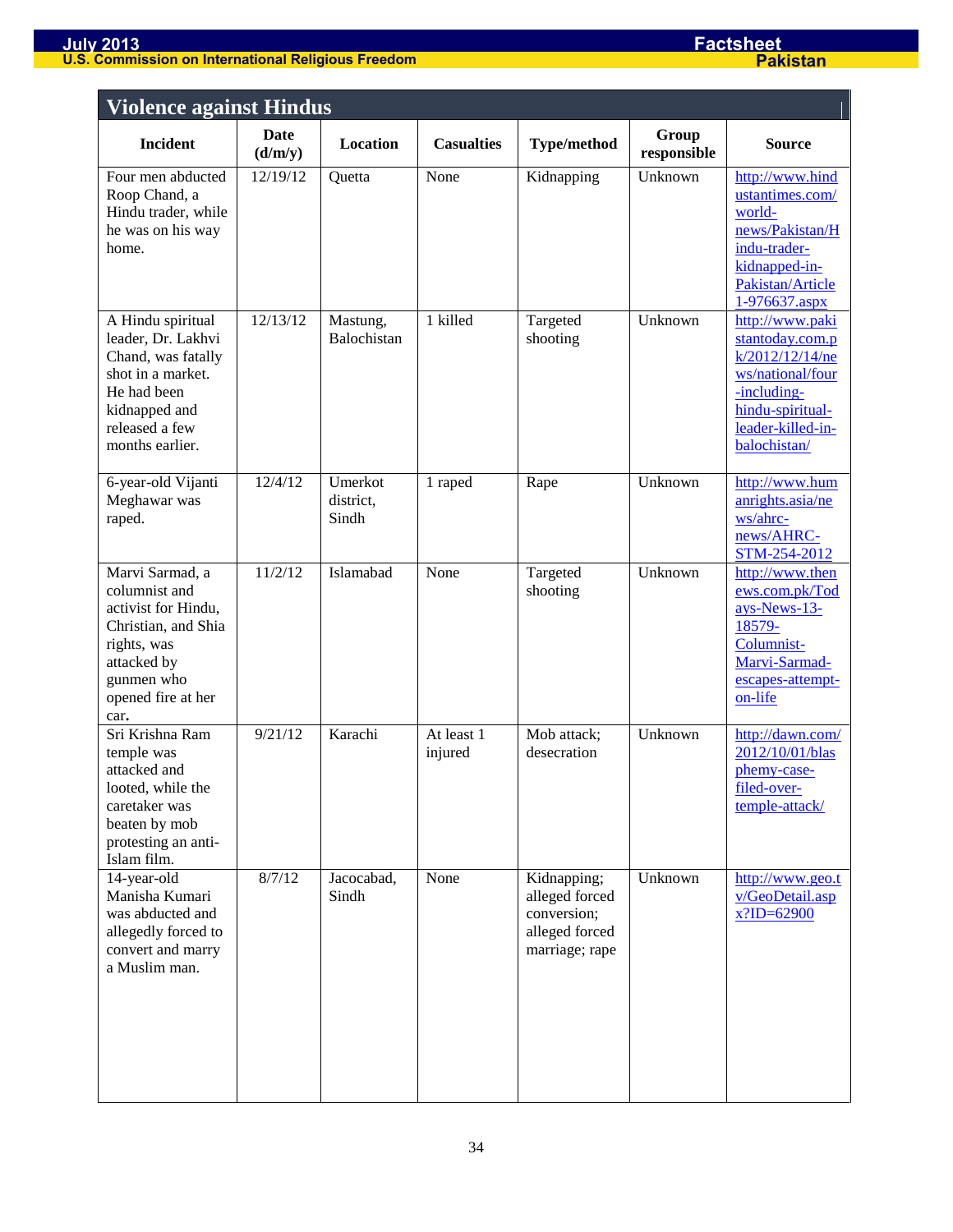## Violence against Hindus

| Incident | Date (d/m/y) | Location | Casualties | Type/method | Group responsible | Source |
|---|---|---|---|---|---|---|
| Four men abducted Roop Chand, a Hindu trader, while he was on his way home. | 12/19/12 | Quetta | None | Kidnapping | Unknown | http://www.hindustantimes.com/world-news/Pakistan/Hindu-trader-kidnapped-in-Pakistan/Article1-976637.aspx |
| A Hindu spiritual leader, Dr. Lakhvi Chand, was fatally shot in a market. He had been kidnapped and released a few months earlier. | 12/13/12 | Mastung, Balochistan | 1 killed | Targeted shooting | Unknown | http://www.pakistantoday.com.pk/2012/12/14/news/national/four-including-hindu-spiritual-leader-killed-in-balochistan/ |
| 6-year-old Vijanti Meghawar was raped. | 12/4/12 | Umerkot district, Sindh | 1 raped | Rape | Unknown | http://www.humanrights.asia/news/ahrc-news/AHRC-STM-254-2012 |
| Marvi Sarmad, a columnist and activist for Hindu, Christian, and Shia rights, was attacked by gunmen who opened fire at her car. | 11/2/12 | Islamabad | None | Targeted shooting | Unknown | http://www.thenews.com.pk/Todays-News-13-18579-Columnist-Marvi-Sarmad-escapes-attempt-on-life |
| Sri Krishna Ram temple was attacked and looted, while the caretaker was beaten by mob protesting an anti-Islam film. | 9/21/12 | Karachi | At least 1 injured | Mob attack; desecration | Unknown | http://dawn.com/2012/10/01/blasphemy-case-filed-over-temple-attack/ |
| 14-year-old Manisha Kumari was abducted and allegedly forced to convert and marry a Muslim man. | 8/7/12 | Jacocabad, Sindh | None | Kidnapping; alleged forced conversion; alleged forced marriage; rape | Unknown | http://www.geo.tv/GeoDetail.aspx?ID=62900 |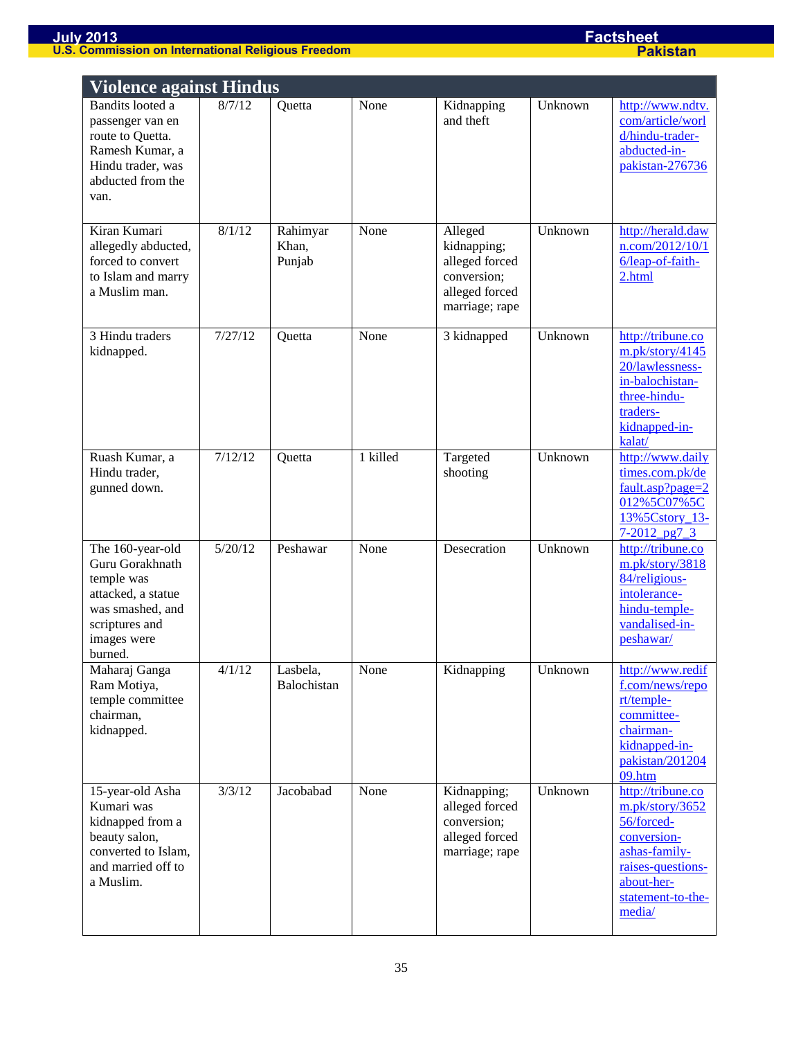## Violence against Hindus

| | | | | | | |
|---|---|---|---|---|---|---|
| Bandits looted a passenger van en route to Quetta. Ramesh Kumar, a Hindu trader, was abducted from the van. | 8/7/12 | Quetta | None | Kidnapping and theft | Unknown | http://www.ndtv.com/article/world/hindu-trader-abducted-in-pakistan-276736 |
| Kiran Kumari allegedly abducted, forced to convert to Islam and marry a Muslim man. | 8/1/12 | Rahimyar Khan, Punjab | None | Alleged kidnapping; alleged forced conversion; alleged forced marriage; rape | Unknown | http://herald.dawn.com/2012/10/16/leap-of-faith-2.html |
| 3 Hindu traders kidnapped. | 7/27/12 | Quetta | None | 3 kidnapped | Unknown | http://tribune.com.pk/story/414520/lawlessness-in-balochistan-three-hindu-traders-kidnapped-in-kalat/ |
| Ruash Kumar, a Hindu trader, gunned down. | 7/12/12 | Quetta | 1 killed | Targeted shooting | Unknown | http://www.dailytimes.com.pk/default.asp?page=2012%5C07%5C13%5Cstory_13-7-2012_pg7_3 |
| The 160-year-old Guru Gorakhnath temple was attacked, a statue was smashed, and scriptures and images were burned. | 5/20/12 | Peshawar | None | Desecration | Unknown | http://tribune.com.pk/story/381884/religious-intolerance-hindu-temple-vandalised-in-peshawar/ |
| Maharaj Ganga Ram Motiya, temple committee chairman, kidnapped. | 4/1/12 | Lasbela, Balochistan | None | Kidnapping | Unknown | http://www.rediff.com/news/report/temple-committee-chairman-kidnapped-in-pakistan/20120409.htm |
| 15-year-old Asha Kumari was kidnapped from a beauty salon, converted to Islam, and married off to a Muslim. | 3/3/12 | Jacobabad | None | Kidnapping; alleged forced conversion; alleged forced marriage; rape | Unknown | http://tribune.com.pk/story/365256/forced-conversion-ashas-family-raises-questions-about-her-statement-to-the-media/ |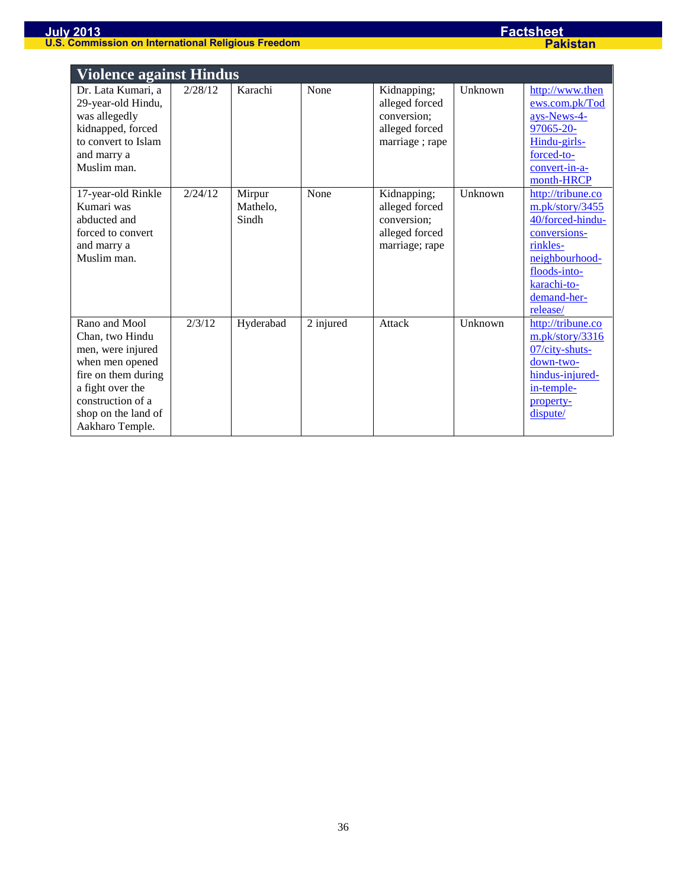| Violence against Hindus | | | | | | |
|---|---|---|---|---|---|---|
| Dr. Lata Kumari, a 29-year-old Hindu, was allegedly kidnapped, forced to convert to Islam and marry a Muslim man. | 2/28/12 | Karachi | None | Kidnapping; alleged forced conversion; alleged forced marriage ; rape | Unknown | http://www.thenews.com.pk/Todays-News-4-97065-20-Hindu-girls-forced-to-convert-in-a-month-HRCP |
| 17-year-old Rinkle Kumari was abducted and forced to convert and marry a Muslim man. | 2/24/12 | Mirpur Mathelo, Sindh | None | Kidnapping; alleged forced conversion; alleged forced marriage; rape | Unknown | http://tribune.com.pk/story/345540/forced-hindu-conversions-rinkles-neighbourhood-floods-into-karachi-to-demand-her-release/ |
| Rano and Mool Chan, two Hindu men, were injured when men opened fire on them during a fight over the construction of a shop on the land of Aakharo Temple. | 2/3/12 | Hyderabad | 2 injured | Attack | Unknown | http://tribune.com.pk/story/331607/city-shuts-down-two-hindus-injured-in-temple-property-dispute/ |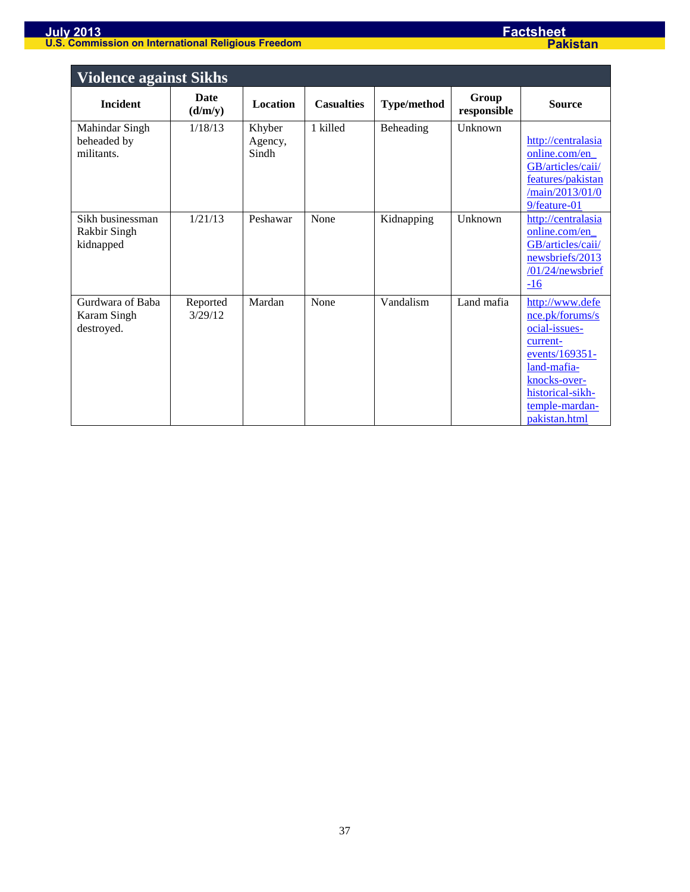## Violence against Sikhs

| Incident | Date (d/m/y) | Location | Casualties | Type/method | Group responsible | Source |
|---|---|---|---|---|---|---|
| Mahindar Singh beheaded by militants. | 1/18/13 | Khyber Agency, Sindh | 1 killed | Beheading | Unknown | http://centralasiaonline.com/en_GB/articles/caii/features/pakistan/main/2013/01/09/feature-01 |
| Sikh businessman Rakbir Singh kidnapped | 1/21/13 | Peshawar | None | Kidnapping | Unknown | http://centralasiaonline.com/en_GB/articles/caii/newsbriefs/2013/01/24/newsbrief-16 |
| Gurdwara of Baba Karam Singh destroyed. | Reported 3/29/12 | Mardan | None | Vandalism | Land mafia | http://www.defence.pk/forums/social-issues-current-events/169351-land-mafia-knocks-over-historical-sikh-temple-mardan-pakistan.html |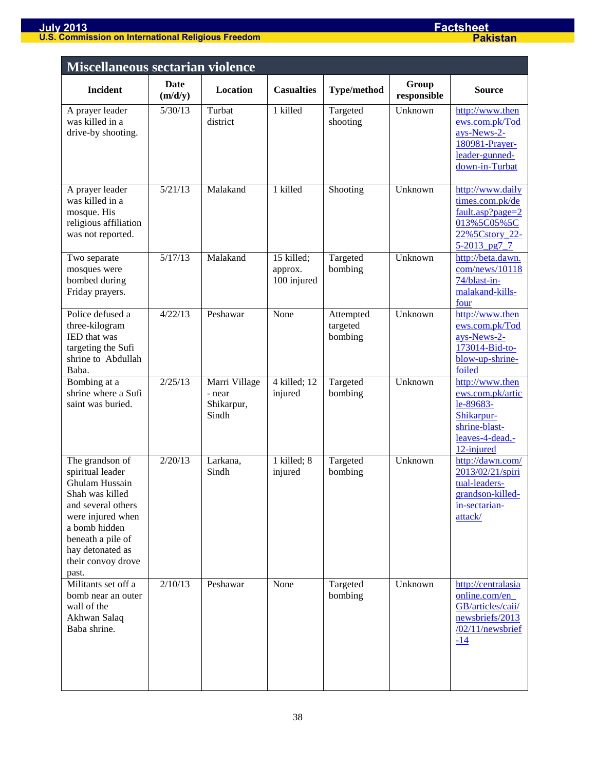## Miscellaneous sectarian violence

| Incident | Date (m/d/y) | Location | Casualties | Type/method | Group responsible | Source |
|---|---|---|---|---|---|---|
| A prayer leader was killed in a drive-by shooting. | 5/30/13 | Turbat district | 1 killed | Targeted shooting | Unknown | http://www.thenews.com.pk/Todays-News-2-180981-Prayer-leader-gunned-down-in-Turbat |
| A prayer leader was killed in a mosque. His religious affiliation was not reported. | 5/21/13 | Malakand | 1 killed | Shooting | Unknown | http://www.dailytimes.com.pk/default.asp?page=2013%5C05%5C22%5Cstory_22-5-2013_pg7_7 |
| Two separate mosques were bombed during Friday prayers. | 5/17/13 | Malakand | 15 killed; approx. 100 injured | Targeted bombing | Unknown | http://beta.dawn.com/news/1011874/blast-in-malakand-kills-four |
| Police defused a three-kilogram IED that was targeting the Sufi shrine to Abdullah Baba. | 4/22/13 | Peshawar | None | Attempted targeted bombing | Unknown | http://www.thenews.com.pk/Todays-News-2-173014-Bid-to-blow-up-shrine-foiled |
| Bombing at a shrine where a Sufi saint was buried. | 2/25/13 | Marri Village - near Shikarpur, Sindh | 4 killed; 12 injured | Targeted bombing | Unknown | http://www.thenews.com.pk/article-89683-Shikarpur-shrine-blast-leaves-4-dead,-12-injured |
| The grandson of spiritual leader Ghulam Hussain Shah was killed and several others were injured when a bomb hidden beneath a pile of hay detonated as their convoy drove past. | 2/20/13 | Larkana, Sindh | 1 killed; 8 injured | Targeted bombing | Unknown | http://dawn.com/2013/02/21/spiritual-leaders-grandson-killed-in-sectarian-attack/ |
| Militants set off a bomb near an outer wall of the Akhwan Salaq Baba shrine. | 2/10/13 | Peshawar | None | Targeted bombing | Unknown | http://centralasiaonline.com/en_GB/articles/caii/newsbriefs/2013/02/11/newsbrief-14 |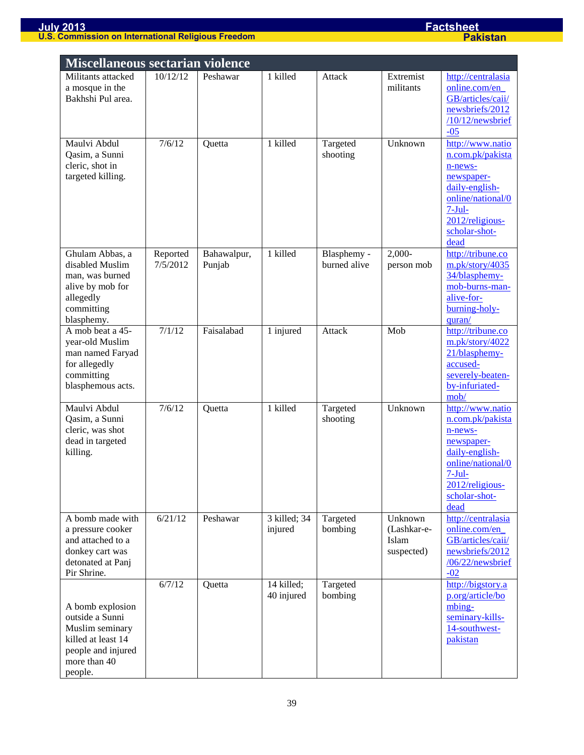| Miscellaneous sectarian violence | | | | | | |
|---|---|---|---|---|---|---|
| Militants attacked a mosque in the Bakhshi Pul area. | 10/12/12 | Peshawar | 1 killed | Attack | Extremist militants | http://centralasiaonline.com/en_GB/articles/caii/newsbriefs/2012/10/12/newsbrief-05 |
| Maulvi Abdul Qasim, a Sunni cleric, shot in targeted killing. | 7/6/12 | Quetta | 1 killed | Targeted shooting | Unknown | http://www.nation.com.pk/pakistan-news-newspaper-daily-english-online/national/07-Jul-2012/religious-scholar-shot-dead |
| Ghulam Abbas, a disabled Muslim man, was burned alive by mob for allegedly committing blasphemy. | Reported 7/5/2012 | Bahawalpur, Punjab | 1 killed | Blasphemy - burned alive | 2,000-person mob | http://tribune.com.pk/story/403534/blasphemy-mob-burns-man-alive-for-burning-holy-quran/ |
| A mob beat a 45-year-old Muslim man named Faryad for allegedly committing blasphemous acts. | 7/1/12 | Faisalabad | 1 injured | Attack | Mob | http://tribune.com.pk/story/402221/blasphemy-accused-severely-beaten-by-infuriated-mob/ |
| Maulvi Abdul Qasim, a Sunni cleric, was shot dead in targeted killing. | 7/6/12 | Quetta | 1 killed | Targeted shooting | Unknown | http://www.nation.com.pk/pakistan-news-newspaper-daily-english-online/national/07-Jul-2012/religious-scholar-shot-dead |
| A bomb made with a pressure cooker and attached to a donkey cart was detonated at Panj Pir Shrine. | 6/21/12 | Peshawar | 3 killed; 34 injured | Targeted bombing | Unknown (Lashkar-e-Islam suspected) | http://centralasiaonline.com/en_GB/articles/caii/newsbriefs/2012/06/22/newsbrief-02 |
| A bomb explosion outside a Sunni Muslim seminary killed at least 14 people and injured more than 40 people. | 6/7/12 | Quetta | 14 killed; 40 injured | Targeted bombing | | http://bigstory.ap.org/article/bombing-seminary-kills-14-southwest-pakistan |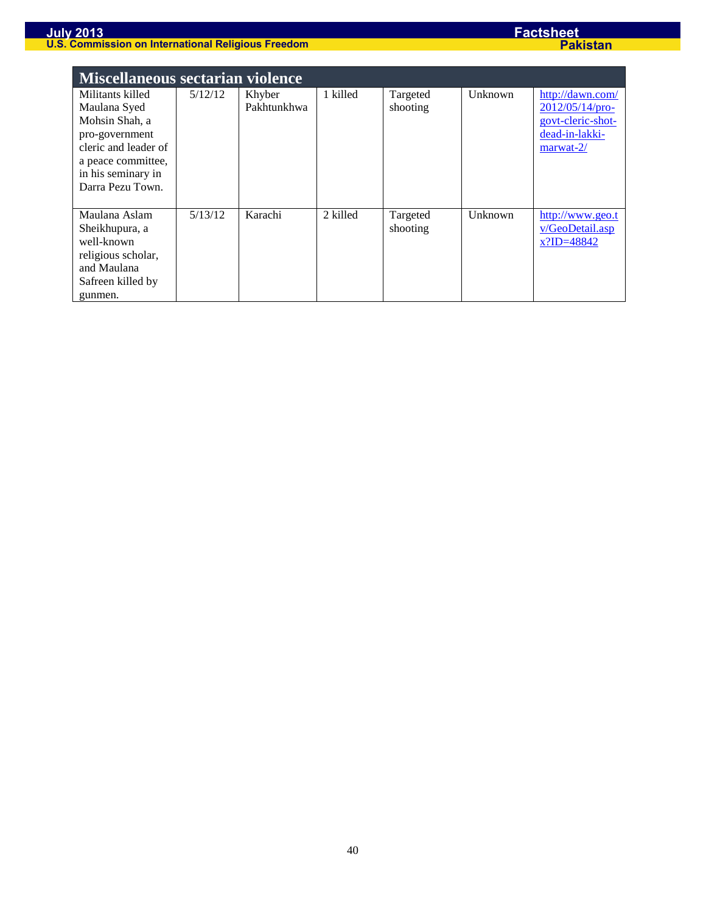## Miscellaneous sectarian violence

| | | | | | | |
|---|---|---|---|---|---|---|
| Militants killed Maulana Syed Mohsin Shah, a pro-government cleric and leader of a peace committee, in his seminary in Darra Pezu Town. | 5/12/12 | Khyber Pakhtunkhwa | 1 killed | Targeted shooting | Unknown | http://dawn.com/2012/05/14/pro-govt-cleric-shot-dead-in-lakki-marwat-2/ |
| Maulana Aslam Sheikhupura, a well-known religious scholar, and Maulana Safreen killed by gunmen. | 5/13/12 | Karachi | 2 killed | Targeted shooting | Unknown | http://www.geo.tv/GeoDetail.aspx?ID=48842 |